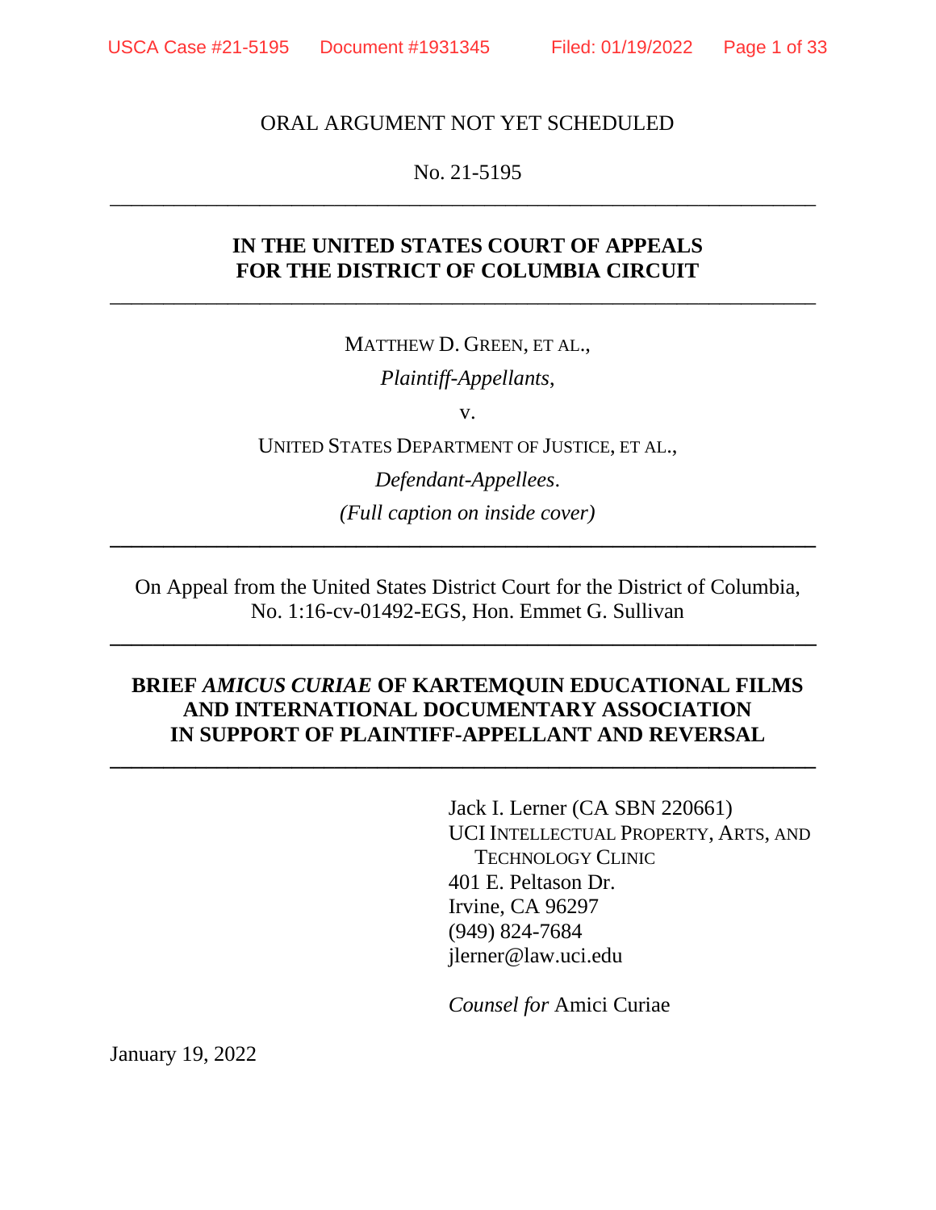ORAL ARGUMENT NOT YET SCHEDULED

No. 21-5195

---

**IN THE UNITED STATES COURT OF APPEALS**
**FOR THE DISTRICT OF COLUMBIA CIRCUIT**

---

MATTHEW D. GREEN, ET AL.,

*Plaintiff-Appellants*,

v.

UNITED STATES DEPARTMENT OF JUSTICE, ET AL.,

*Defendant-Appellees*.

*(Full caption on inside cover)*

---

On Appeal from the United States District Court for the District of Columbia,
No. 1:16-cv-01492-EGS, Hon. Emmet G. Sullivan

---

**BRIEF *AMICUS CURIAE* OF KARTEMQUIN EDUCATIONAL FILMS AND INTERNATIONAL DOCUMENTARY ASSOCIATION IN SUPPORT OF PLAINTIFF-APPELLANT AND REVERSAL**

---

Jack I. Lerner (CA SBN 220661)
UCI INTELLECTUAL PROPERTY, ARTS, AND TECHNOLOGY CLINIC
401 E. Peltason Dr.
Irvine, CA 96297
(949) 824-7684
jlerner@law.uci.edu

*Counsel for* Amici Curiae

January 19, 2022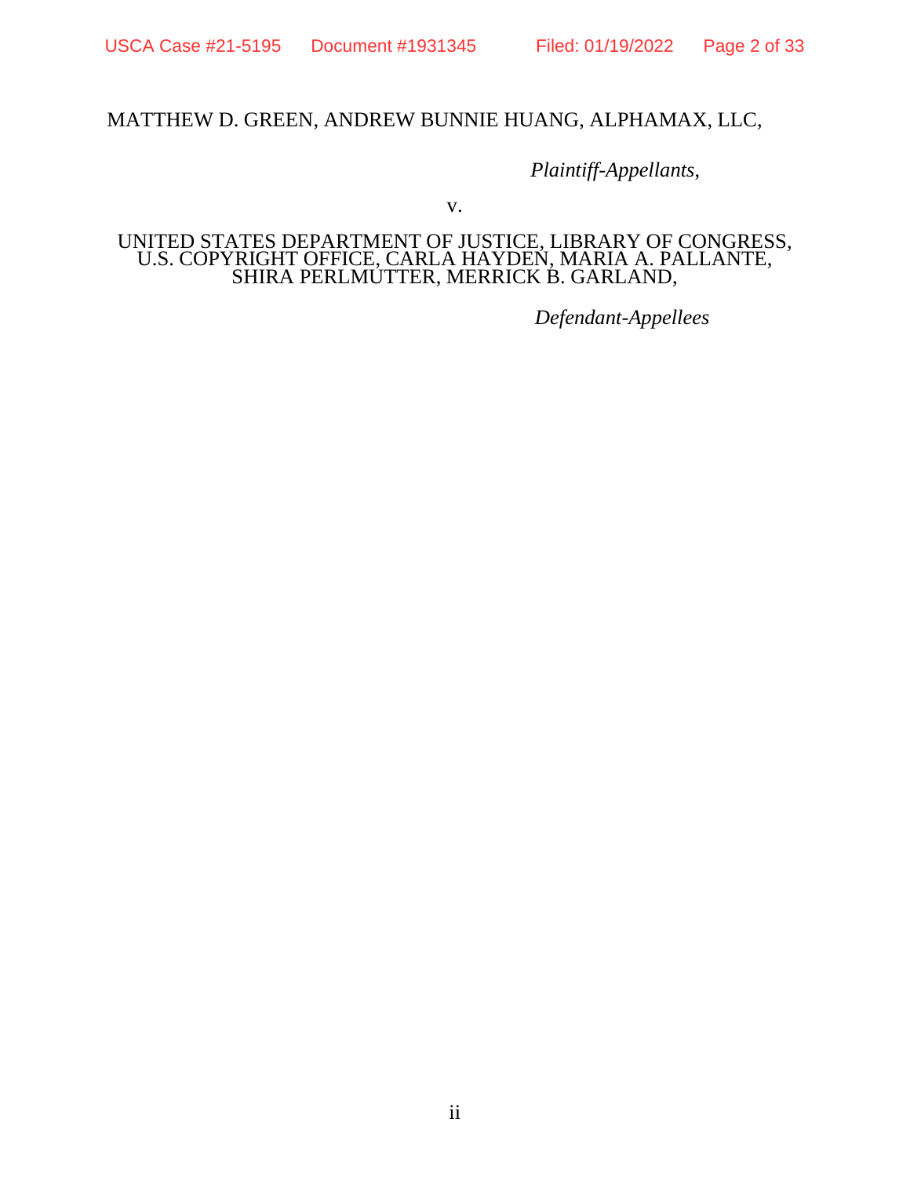MATTHEW D. GREEN, ANDREW BUNNIE HUANG, ALPHAMAX, LLC,

*Plaintiff-Appellants*,

v.

UNITED STATES DEPARTMENT OF JUSTICE, LIBRARY OF CONGRESS, U.S. COPYRIGHT OFFICE, CARLA HAYDEN, MARIA A. PALLANTE, SHIRA PERLMUTTER, MERRICK B. GARLAND,

*Defendant-Appellees*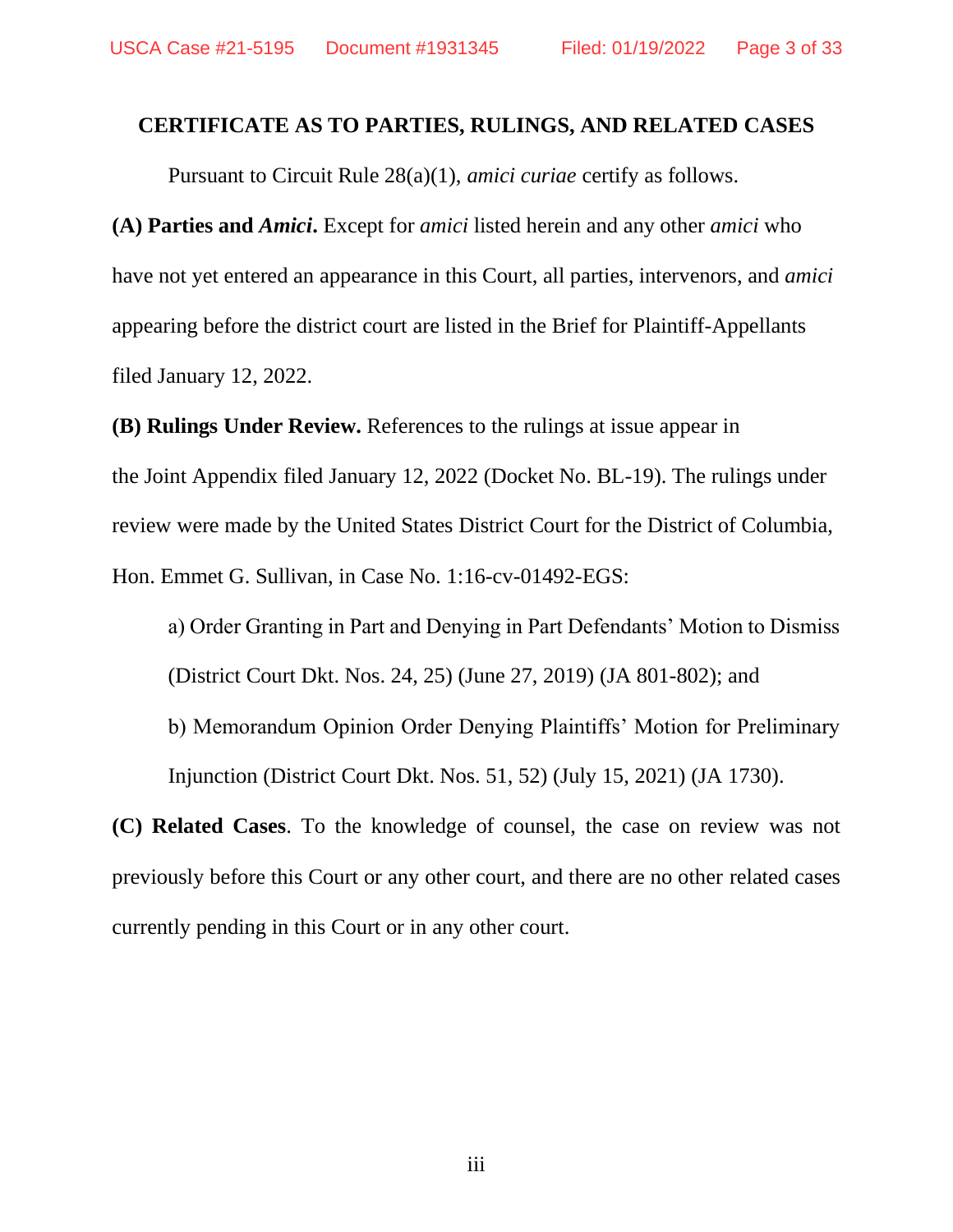## CERTIFICATE AS TO PARTIES, RULINGS, AND RELATED CASES

Pursuant to Circuit Rule 28(a)(1), *amici curiae* certify as follows.

**(A) Parties and *Amici*.** Except for *amici* listed herein and any other *amici* who have not yet entered an appearance in this Court, all parties, intervenors, and *amici* appearing before the district court are listed in the Brief for Plaintiff-Appellants filed January 12, 2022.

**(B) Rulings Under Review.** References to the rulings at issue appear in the Joint Appendix filed January 12, 2022 (Docket No. BL-19). The rulings under review were made by the United States District Court for the District of Columbia, Hon. Emmet G. Sullivan, in Case No. 1:16-cv-01492-EGS:

a) Order Granting in Part and Denying in Part Defendants' Motion to Dismiss (District Court Dkt. Nos. 24, 25) (June 27, 2019) (JA 801-802); and

b) Memorandum Opinion Order Denying Plaintiffs' Motion for Preliminary Injunction (District Court Dkt. Nos. 51, 52) (July 15, 2021) (JA 1730).

**(C) Related Cases**. To the knowledge of counsel, the case on review was not previously before this Court or any other court, and there are no other related cases currently pending in this Court or in any other court.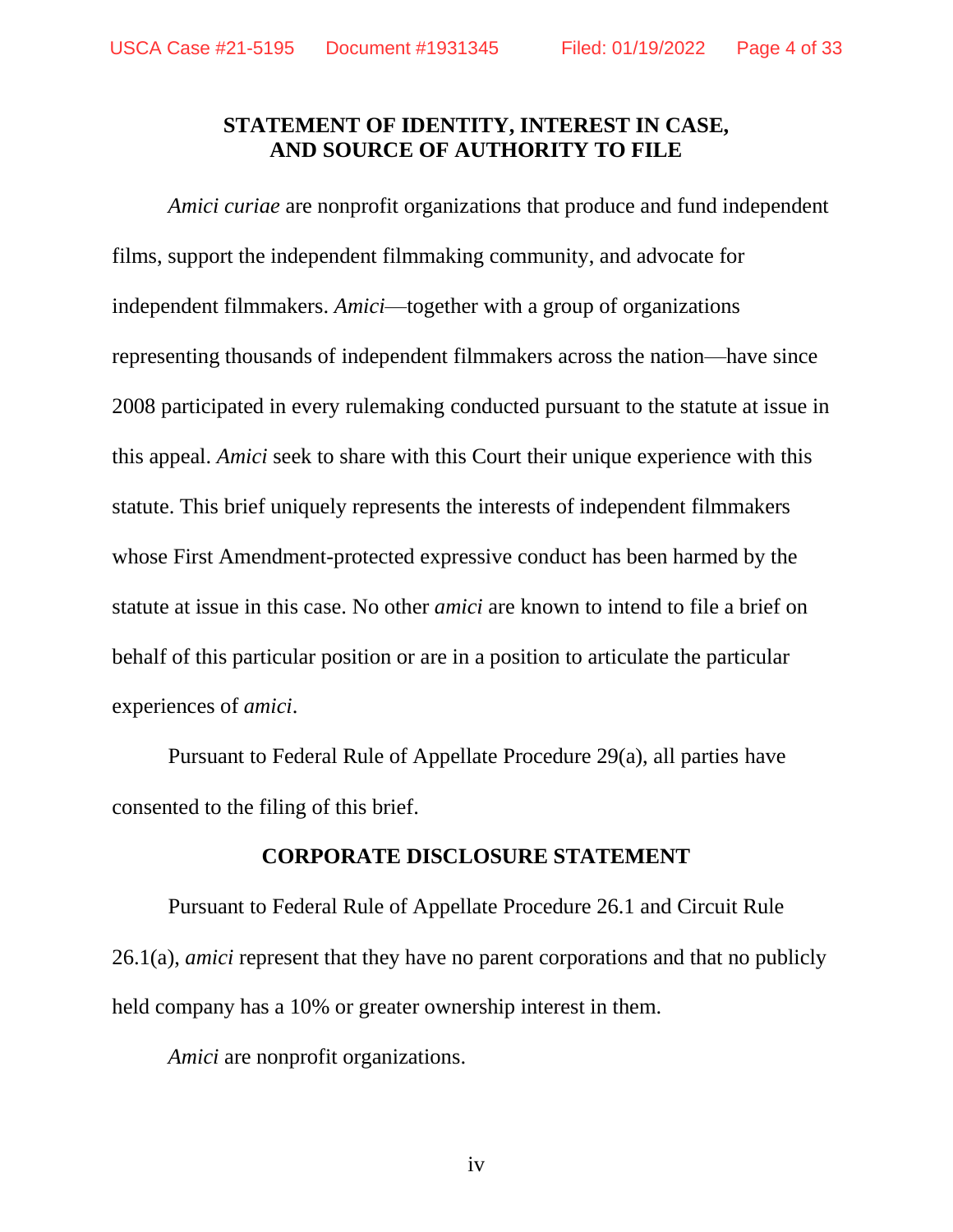## STATEMENT OF IDENTITY, INTEREST IN CASE, AND SOURCE OF AUTHORITY TO FILE

*Amici curiae* are nonprofit organizations that produce and fund independent films, support the independent filmmaking community, and advocate for independent filmmakers. *Amici*—together with a group of organizations representing thousands of independent filmmakers across the nation—have since 2008 participated in every rulemaking conducted pursuant to the statute at issue in this appeal. *Amici* seek to share with this Court their unique experience with this statute. This brief uniquely represents the interests of independent filmmakers whose First Amendment-protected expressive conduct has been harmed by the statute at issue in this case. No other *amici* are known to intend to file a brief on behalf of this particular position or are in a position to articulate the particular experiences of *amici*.

Pursuant to Federal Rule of Appellate Procedure 29(a), all parties have consented to the filing of this brief.

## CORPORATE DISCLOSURE STATEMENT

Pursuant to Federal Rule of Appellate Procedure 26.1 and Circuit Rule 26.1(a), *amici* represent that they have no parent corporations and that no publicly held company has a 10% or greater ownership interest in them.

*Amici* are nonprofit organizations.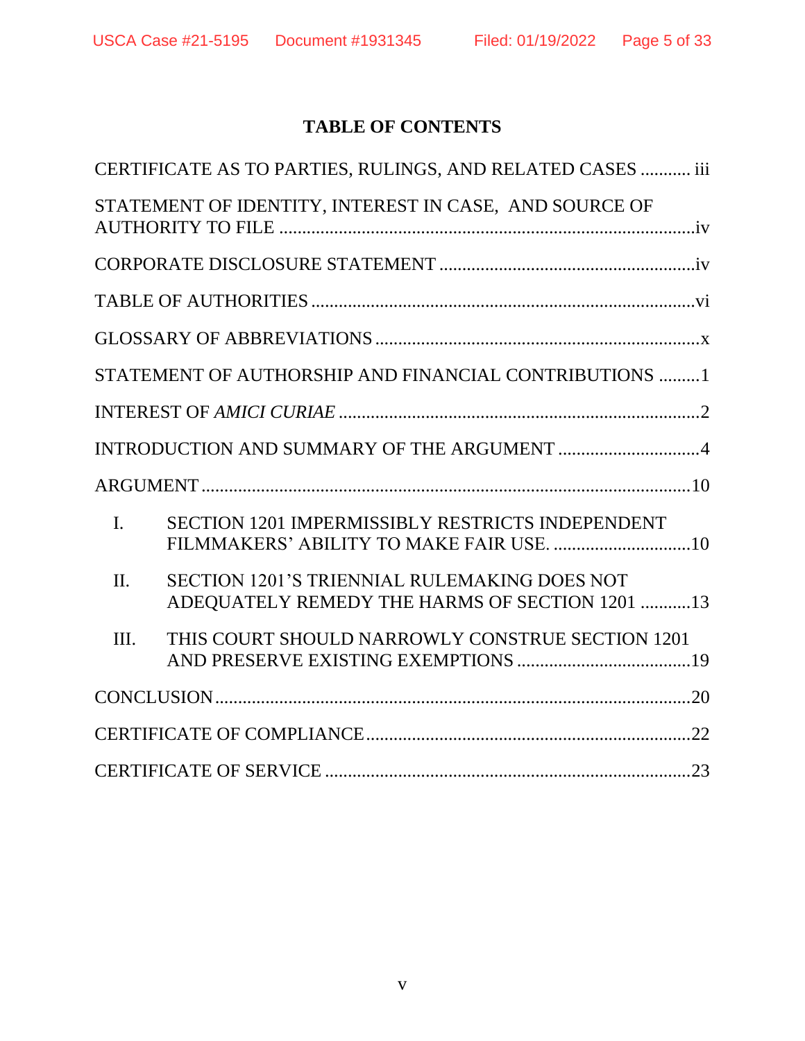# TABLE OF CONTENTS

CERTIFICATE AS TO PARTIES, RULINGS, AND RELATED CASES ........... iii

STATEMENT OF IDENTITY, INTEREST IN CASE, AND SOURCE OF AUTHORITY TO FILE ............................................................................................iv

CORPORATE DISCLOSURE STATEMENT ........................................................iv

TABLE OF AUTHORITIES ...................................................................................vi

GLOSSARY OF ABBREVIATIONS ......................................................................x

STATEMENT OF AUTHORSHIP AND FINANCIAL CONTRIBUTIONS .........1

INTEREST OF *AMICI CURIAE* ...............................................................................2

INTRODUCTION AND SUMMARY OF THE ARGUMENT ...............................4

ARGUMENT ..........................................................................................................10

I. SECTION 1201 IMPERMISSIBLY RESTRICTS INDEPENDENT FILMMAKERS' ABILITY TO MAKE FAIR USE. ..............................10

II. SECTION 1201'S TRIENNIAL RULEMAKING DOES NOT ADEQUATELY REMEDY THE HARMS OF SECTION 1201 ...........13

III. THIS COURT SHOULD NARROWLY CONSTRUE SECTION 1201 AND PRESERVE EXISTING EXEMPTIONS ......................................19

CONCLUSION .......................................................................................................20

CERTIFICATE OF COMPLIANCE .......................................................................22

CERTIFICATE OF SERVICE ................................................................................23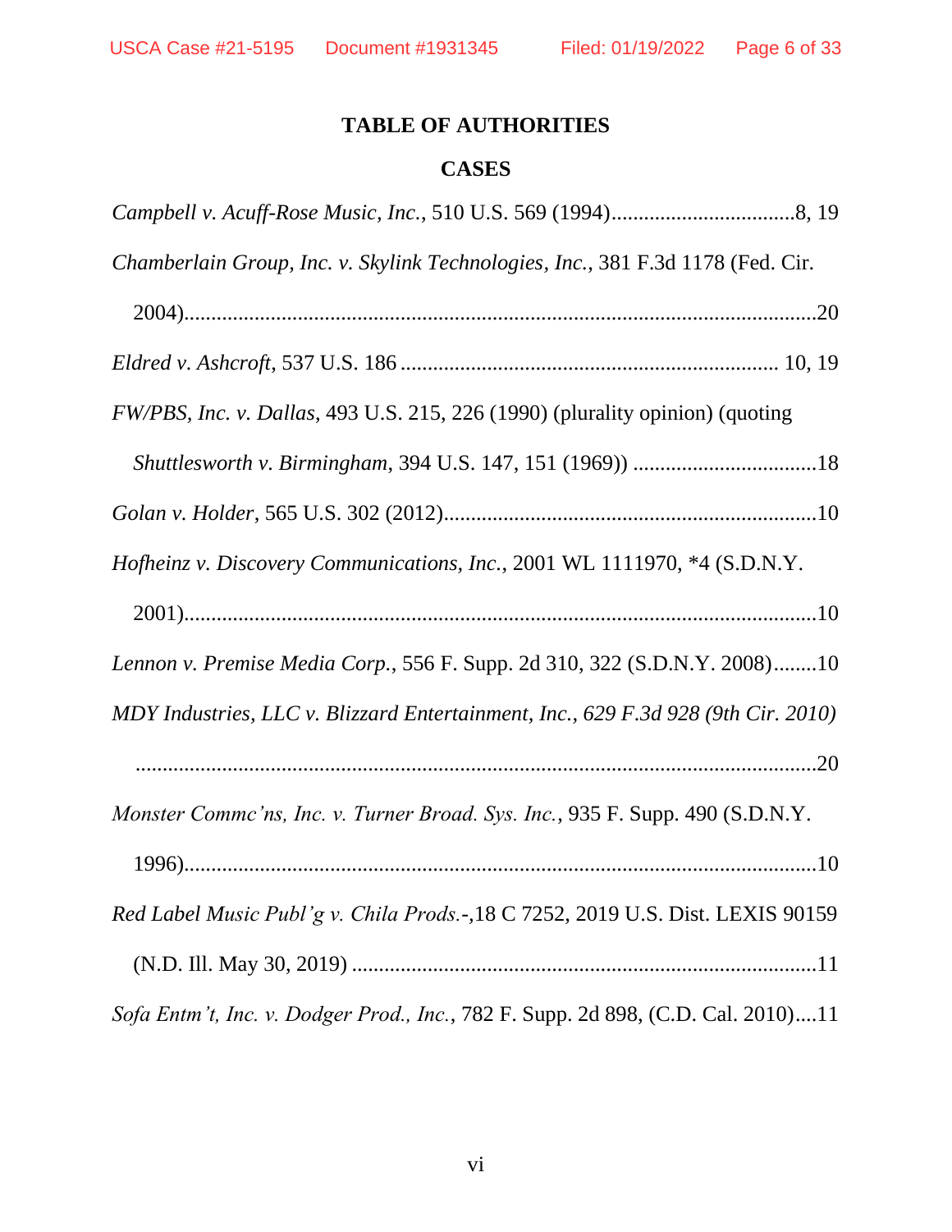## TABLE OF AUTHORITIES

### CASES

*Campbell v. Acuff-Rose Music, Inc.*, 510 U.S. 569 (1994)..................................8, 19

*Chamberlain Group, Inc. v. Skylink Technologies, Inc.*, 381 F.3d 1178 (Fed. Cir. 2004)....................................................................................................................20

*Eldred v. Ashcroft*, 537 U.S. 186 ..................................................................... 10, 19

*FW/PBS, Inc. v. Dallas*, 493 U.S. 215, 226 (1990) (plurality opinion) (quoting *Shuttlesworth v. Birmingham*, 394 U.S. 147, 151 (1969)) ..................................18

*Golan v. Holder*, 565 U.S. 302 (2012)....................................................................10

*Hofheinz v. Discovery Communications, Inc.*, 2001 WL 1111970, *4 (S.D.N.Y. 2001)....................................................................................................................10

*Lennon v. Premise Media Corp.*, 556 F. Supp. 2d 310, 322 (S.D.N.Y. 2008)........10

*MDY Industries, LLC v. Blizzard Entertainment, Inc., 629 F.3d 928 (9th Cir. 2010)* ...............................................................................................................................20

*Monster Commc'ns, Inc. v. Turner Broad. Sys. Inc.*, 935 F. Supp. 490 (S.D.N.Y. 1996)....................................................................................................................10

*Red Label Music Publ'g v. Chila Prods.*-,18 C 7252, 2019 U.S. Dist. LEXIS 90159 (N.D. Ill. May 30, 2019) .....................................................................................11

*Sofa Entm't, Inc. v. Dodger Prod., Inc.*, 782 F. Supp. 2d 898, (C.D. Cal. 2010)....11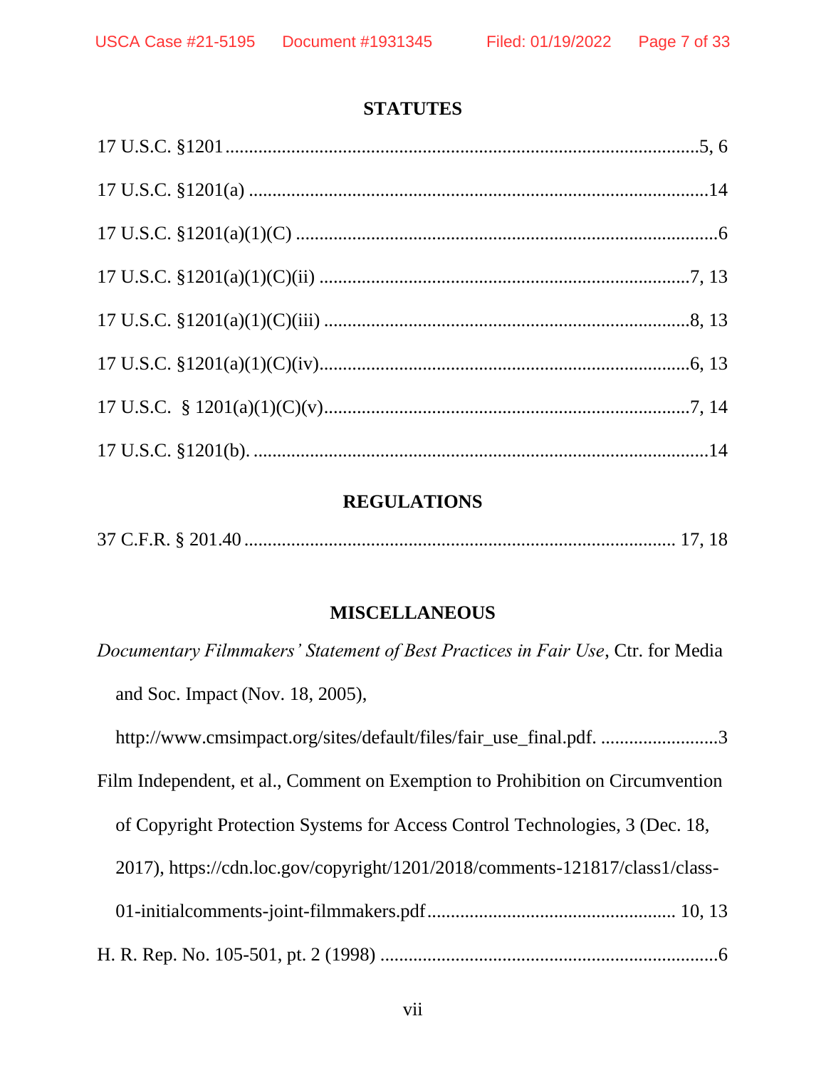## STATUTES

17 U.S.C. §1201....................................................................................................5, 6

17 U.S.C. §1201(a) .................................................................................................14

17 U.S.C. §1201(a)(1)(C) ..........................................................................................6

17 U.S.C. §1201(a)(1)(C)(ii) ................................................................................7, 13

17 U.S.C. §1201(a)(1)(C)(iii) ..............................................................................8, 13

17 U.S.C. §1201(a)(1)(C)(iv)...............................................................................6, 13

17 U.S.C. § 1201(a)(1)(C)(v)...............................................................................7, 14

17 U.S.C. §1201(b). ................................................................................................14

## REGULATIONS

37 C.F.R. § 201.40 ............................................................................................ 17, 18

## MISCELLANEOUS

*Documentary Filmmakers' Statement of Best Practices in Fair Use*, Ctr. for Media and Soc. Impact (Nov. 18, 2005), http://www.cmsimpact.org/sites/default/files/fair_use_final.pdf. .........................3

Film Independent, et al., Comment on Exemption to Prohibition on Circumvention of Copyright Protection Systems for Access Control Technologies, 3 (Dec. 18, 2017), https://cdn.loc.gov/copyright/1201/2018/comments-121817/class1/class-01-initialcomments-joint-filmmakers.pdf.................................................... 10, 13

H. R. Rep. No. 105-501, pt. 2 (1998) .......................................................................6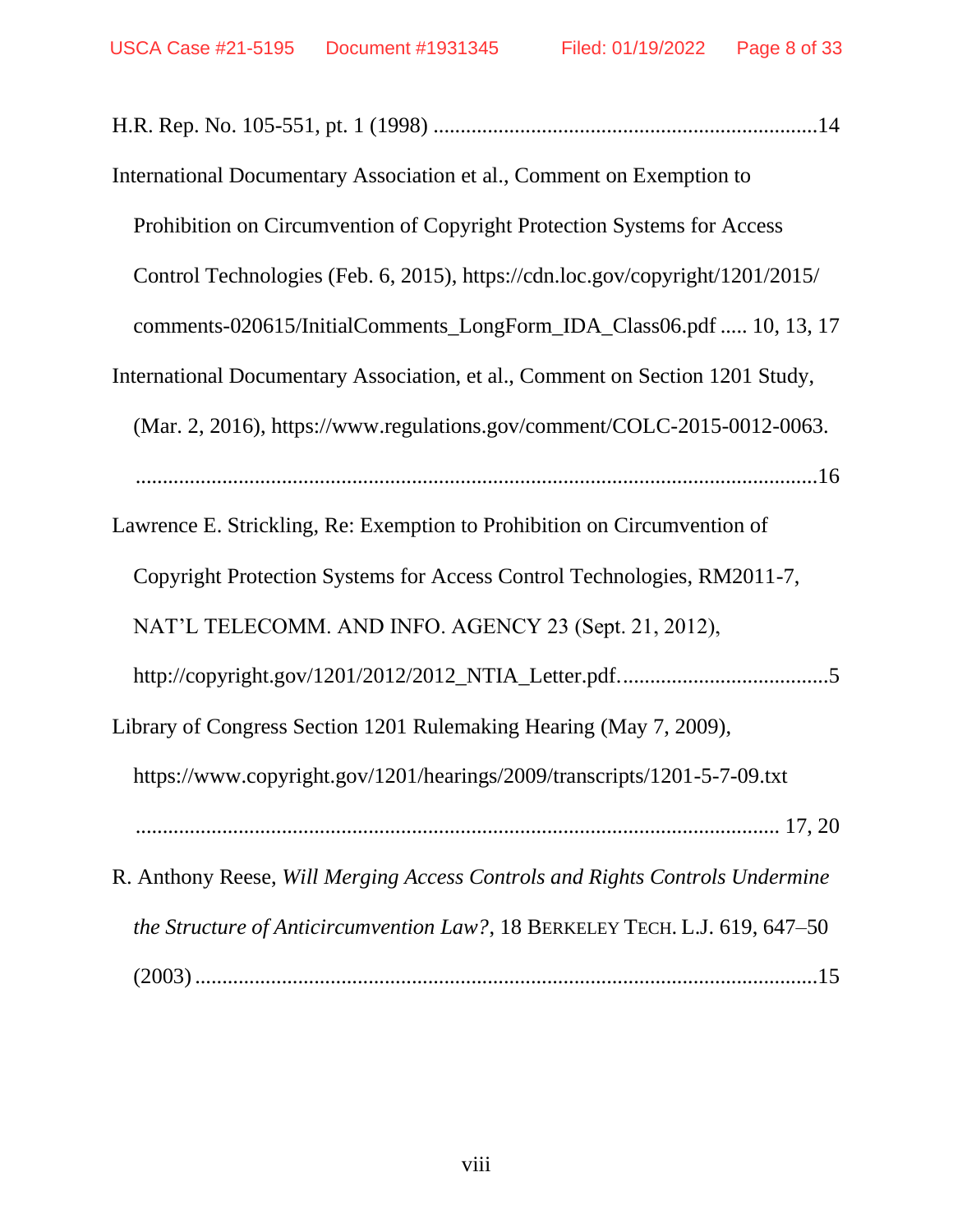H.R. Rep. No. 105-551, pt. 1 (1998) .......................................................................14

International Documentary Association et al., Comment on Exemption to Prohibition on Circumvention of Copyright Protection Systems for Access Control Technologies (Feb. 6, 2015), https://cdn.loc.gov/copyright/1201/2015/comments-020615/InitialComments_LongForm_IDA_Class06.pdf ..... 10, 13, 17

International Documentary Association, et al., Comment on Section 1201 Study, (Mar. 2, 2016), https://www.regulations.gov/comment/COLC-2015-0012-0063. ..................................................................................................................16

Lawrence E. Strickling, Re: Exemption to Prohibition on Circumvention of Copyright Protection Systems for Access Control Technologies, RM2011-7, NAT'L TELECOMM. AND INFO. AGENCY 23 (Sept. 21, 2012), http://copyright.gov/1201/2012/2012_NTIA_Letter.pdf......................................5

Library of Congress Section 1201 Rulemaking Hearing (May 7, 2009), https://www.copyright.gov/1201/hearings/2009/transcripts/1201-5-7-09.txt ............................................................................................................ 17, 20

R. Anthony Reese, *Will Merging Access Controls and Rights Controls Undermine the Structure of Anticircumvention Law?*, 18 BERKELEY TECH. L.J. 619, 647–50 (2003)....................................................................................................15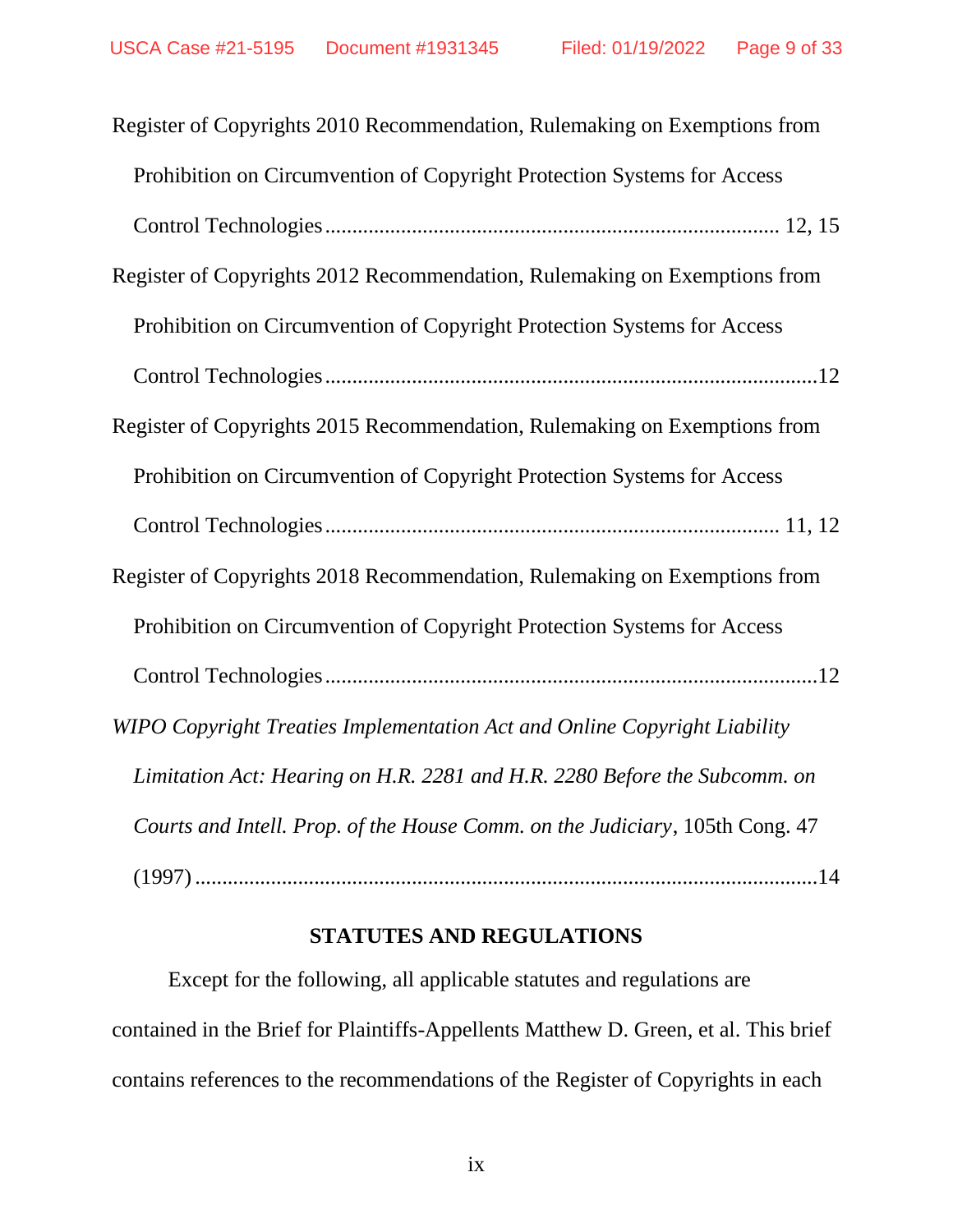Register of Copyrights 2010 Recommendation, Rulemaking on Exemptions from Prohibition on Circumvention of Copyright Protection Systems for Access Control Technologies .................................................................................. 12, 15

Register of Copyrights 2012 Recommendation, Rulemaking on Exemptions from Prohibition on Circumvention of Copyright Protection Systems for Access Control Technologies ..........................................................................................12

Register of Copyrights 2015 Recommendation, Rulemaking on Exemptions from Prohibition on Circumvention of Copyright Protection Systems for Access Control Technologies .................................................................................. 11, 12

Register of Copyrights 2018 Recommendation, Rulemaking on Exemptions from Prohibition on Circumvention of Copyright Protection Systems for Access Control Technologies ..........................................................................................12

*WIPO Copyright Treaties Implementation Act and Online Copyright Liability Limitation Act: Hearing on H.R. 2281 and H.R. 2280 Before the Subcomm. on Courts and Intell. Prop. of the House Comm. on the Judiciary*, 105th Cong. 47 (1997) ....................................................................................................................14

**STATUTES AND REGULATIONS**

Except for the following, all applicable statutes and regulations are contained in the Brief for Plaintiffs-Appellents Matthew D. Green, et al. This brief contains references to the recommendations of the Register of Copyrights in each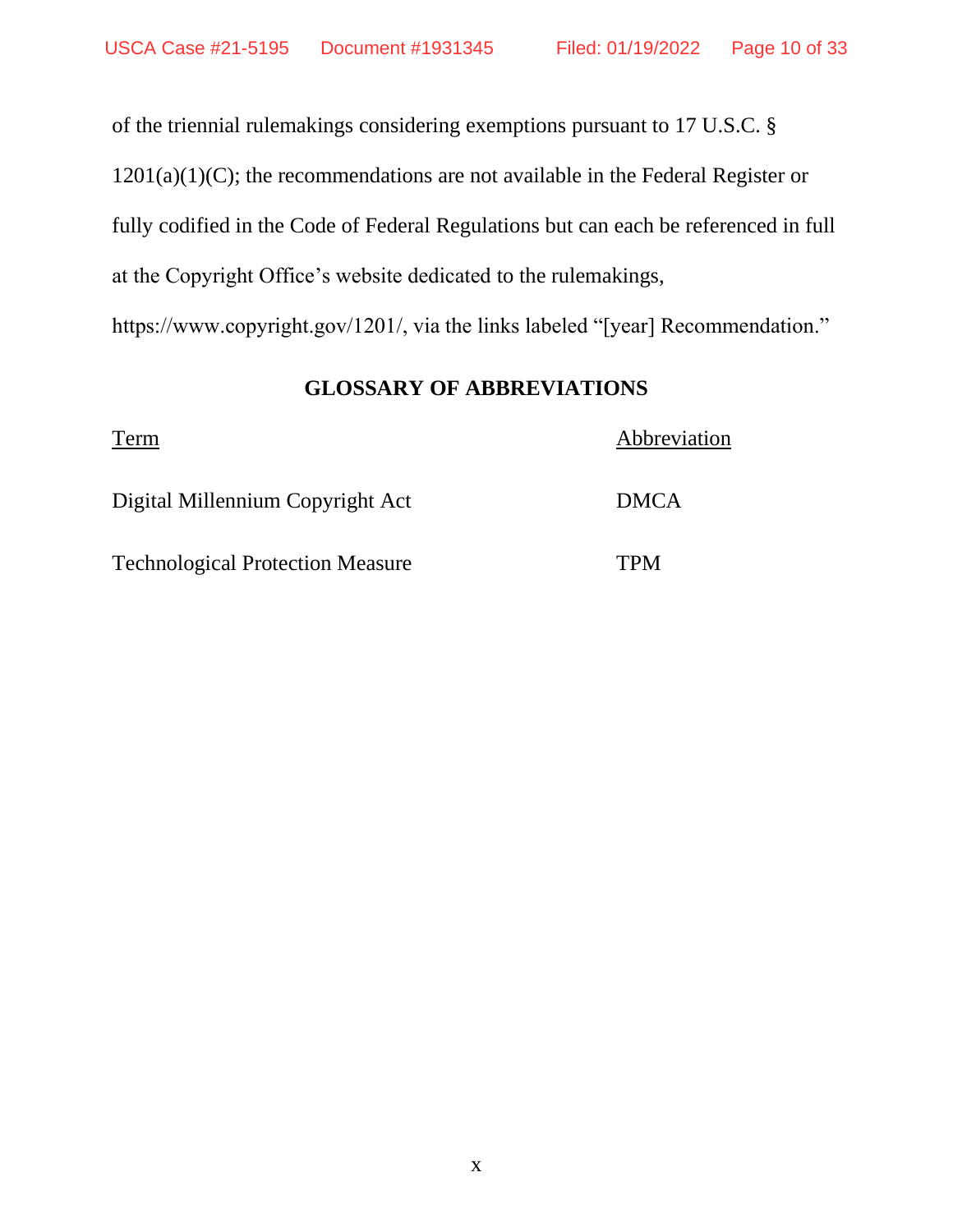of the triennial rulemakings considering exemptions pursuant to 17 U.S.C. § 1201(a)(1)(C); the recommendations are not available in the Federal Register or fully codified in the Code of Federal Regulations but can each be referenced in full at the Copyright Office's website dedicated to the rulemakings, https://www.copyright.gov/1201/, via the links labeled "[year] Recommendation."

## GLOSSARY OF ABBREVIATIONS

| Term | Abbreviation |
|---|---|
| Digital Millennium Copyright Act | DMCA |
| Technological Protection Measure | TPM |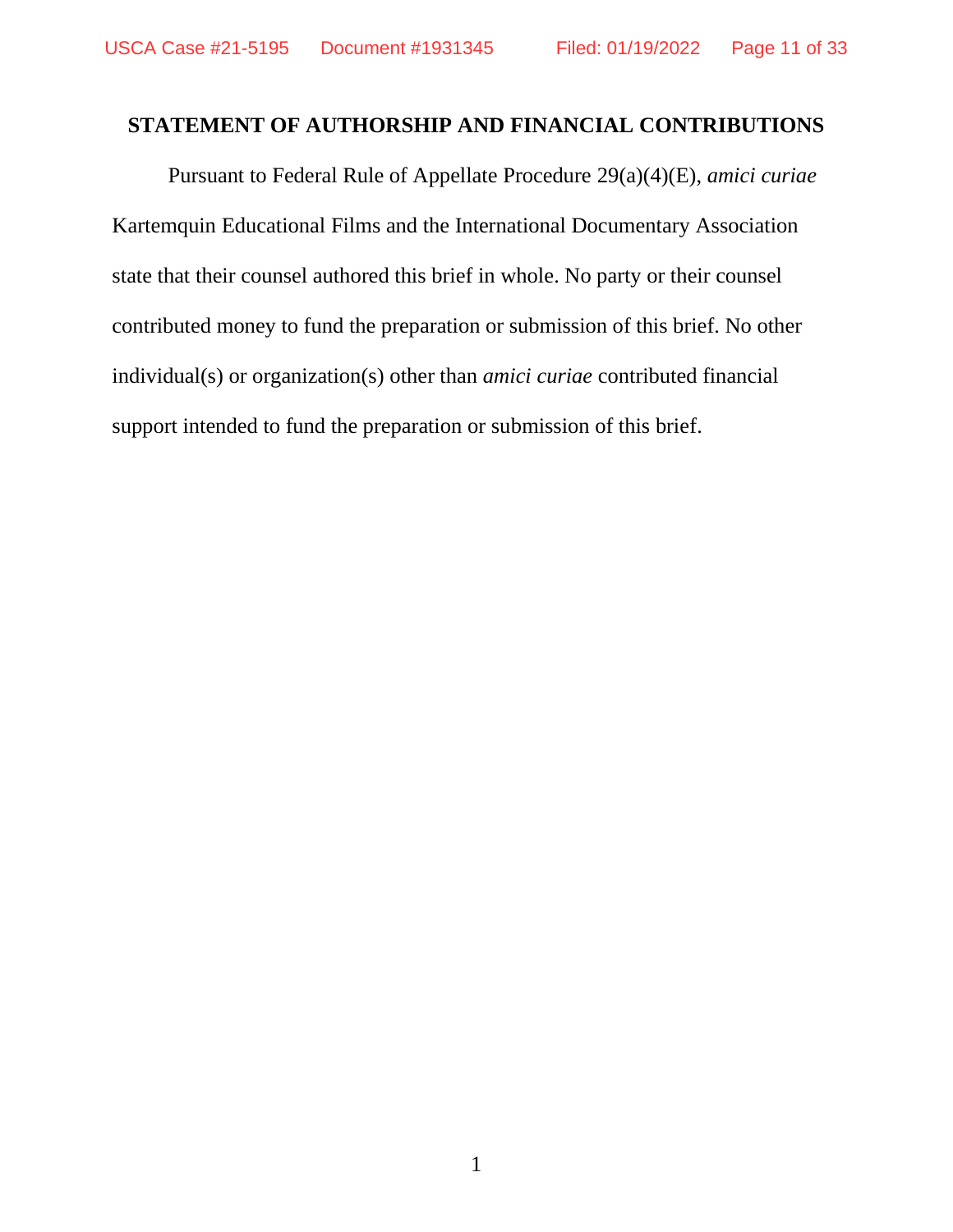## STATEMENT OF AUTHORSHIP AND FINANCIAL CONTRIBUTIONS

Pursuant to Federal Rule of Appellate Procedure 29(a)(4)(E), *amici curiae* Kartemquin Educational Films and the International Documentary Association state that their counsel authored this brief in whole. No party or their counsel contributed money to fund the preparation or submission of this brief. No other individual(s) or organization(s) other than *amici curiae* contributed financial support intended to fund the preparation or submission of this brief.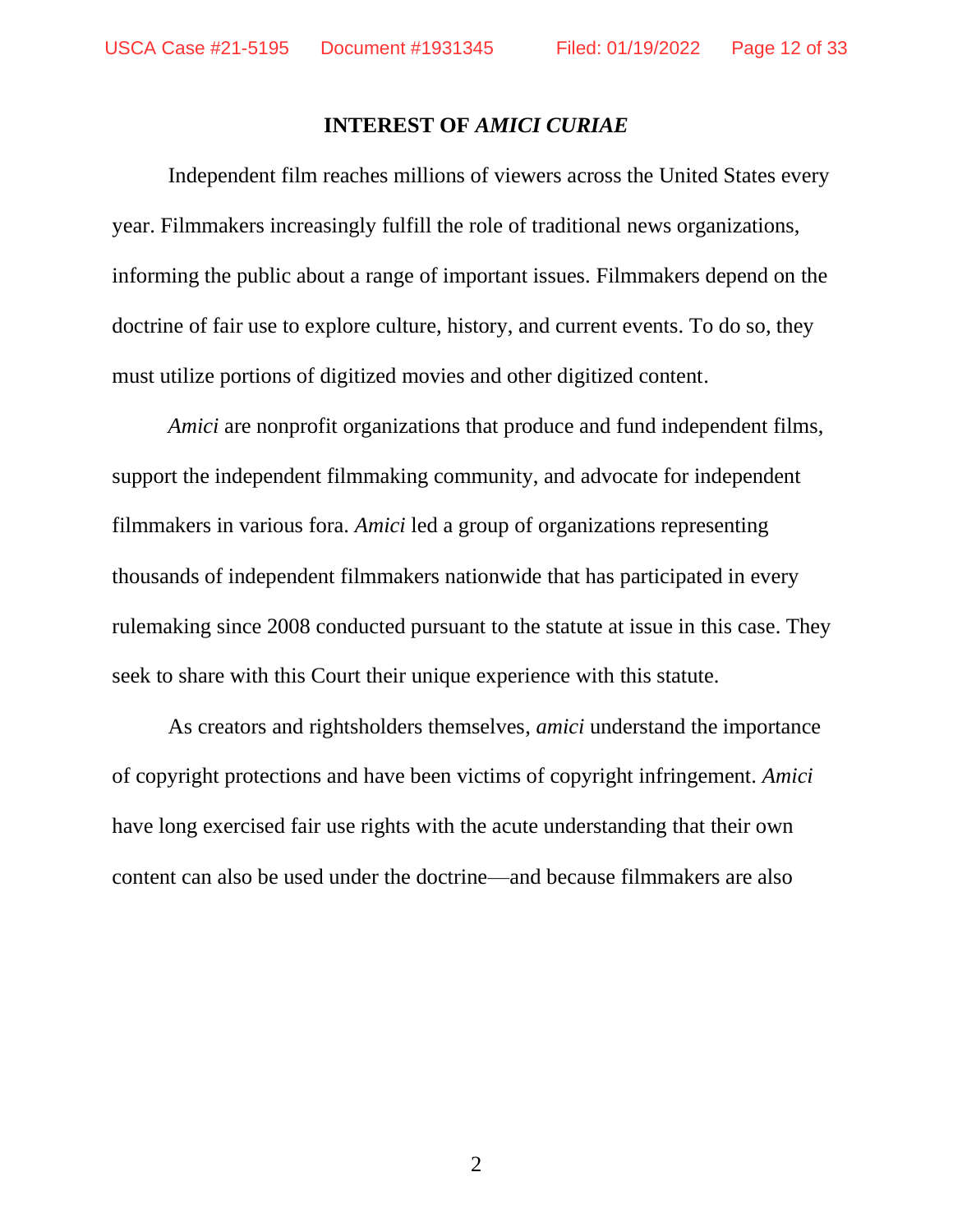## INTEREST OF *AMICI CURIAE*

Independent film reaches millions of viewers across the United States every year. Filmmakers increasingly fulfill the role of traditional news organizations, informing the public about a range of important issues. Filmmakers depend on the doctrine of fair use to explore culture, history, and current events. To do so, they must utilize portions of digitized movies and other digitized content.

*Amici* are nonprofit organizations that produce and fund independent films, support the independent filmmaking community, and advocate for independent filmmakers in various fora. *Amici* led a group of organizations representing thousands of independent filmmakers nationwide that has participated in every rulemaking since 2008 conducted pursuant to the statute at issue in this case. They seek to share with this Court their unique experience with this statute.

As creators and rightsholders themselves, *amici* understand the importance of copyright protections and have been victims of copyright infringement. *Amici* have long exercised fair use rights with the acute understanding that their own content can also be used under the doctrine—and because filmmakers are also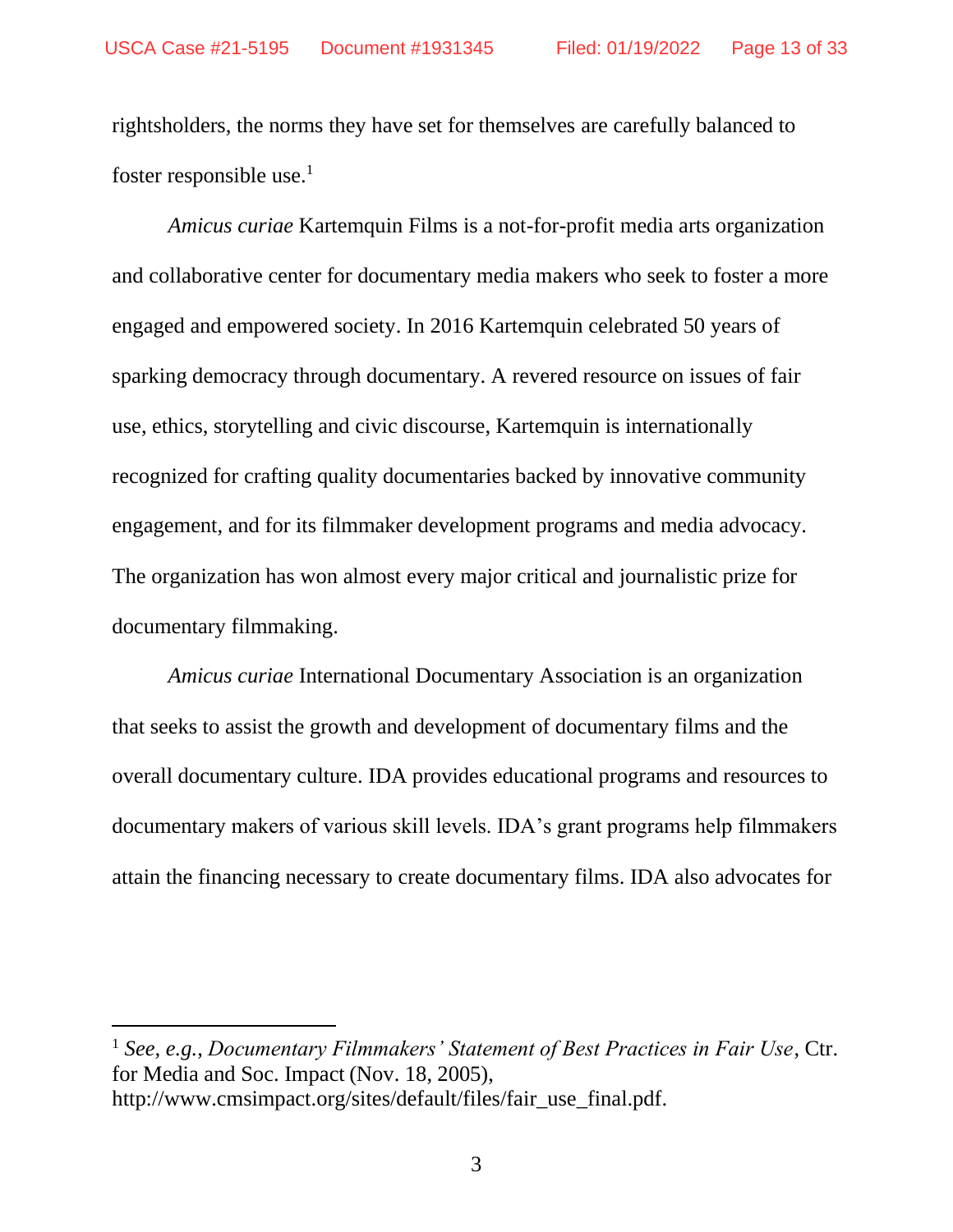rightsholders, the norms they have set for themselves are carefully balanced to foster responsible use.[1]

*Amicus curiae* Kartemquin Films is a not-for-profit media arts organization and collaborative center for documentary media makers who seek to foster a more engaged and empowered society. In 2016 Kartemquin celebrated 50 years of sparking democracy through documentary. A revered resource on issues of fair use, ethics, storytelling and civic discourse, Kartemquin is internationally recognized for crafting quality documentaries backed by innovative community engagement, and for its filmmaker development programs and media advocacy. The organization has won almost every major critical and journalistic prize for documentary filmmaking.

*Amicus curiae* International Documentary Association is an organization that seeks to assist the growth and development of documentary films and the overall documentary culture. IDA provides educational programs and resources to documentary makers of various skill levels. IDA's grant programs help filmmakers attain the financing necessary to create documentary films. IDA also advocates for

---

[1] *See, e.g.*, *Documentary Filmmakers' Statement of Best Practices in Fair Use*, Ctr. for Media and Soc. Impact (Nov. 18, 2005), http://www.cmsimpact.org/sites/default/files/fair_use_final.pdf.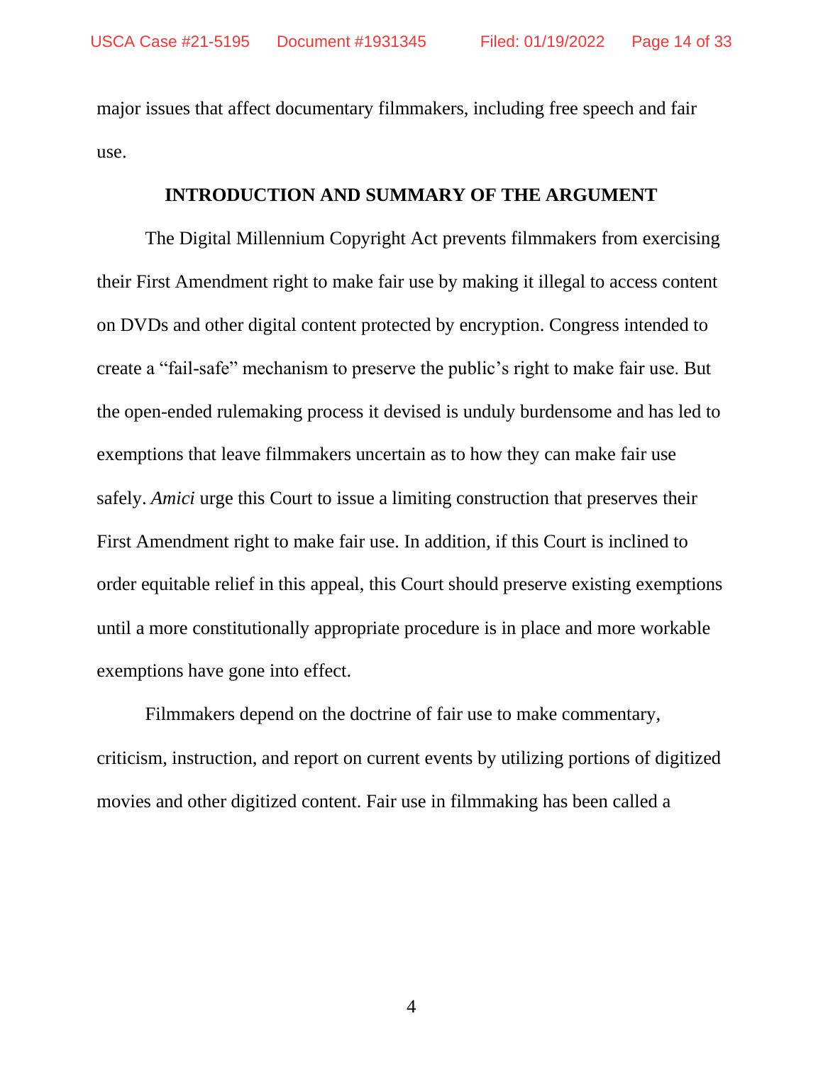major issues that affect documentary filmmakers, including free speech and fair use.

## INTRODUCTION AND SUMMARY OF THE ARGUMENT

The Digital Millennium Copyright Act prevents filmmakers from exercising their First Amendment right to make fair use by making it illegal to access content on DVDs and other digital content protected by encryption. Congress intended to create a "fail-safe" mechanism to preserve the public's right to make fair use. But the open-ended rulemaking process it devised is unduly burdensome and has led to exemptions that leave filmmakers uncertain as to how they can make fair use safely. *Amici* urge this Court to issue a limiting construction that preserves their First Amendment right to make fair use. In addition, if this Court is inclined to order equitable relief in this appeal, this Court should preserve existing exemptions until a more constitutionally appropriate procedure is in place and more workable exemptions have gone into effect.

Filmmakers depend on the doctrine of fair use to make commentary, criticism, instruction, and report on current events by utilizing portions of digitized movies and other digitized content. Fair use in filmmaking has been called a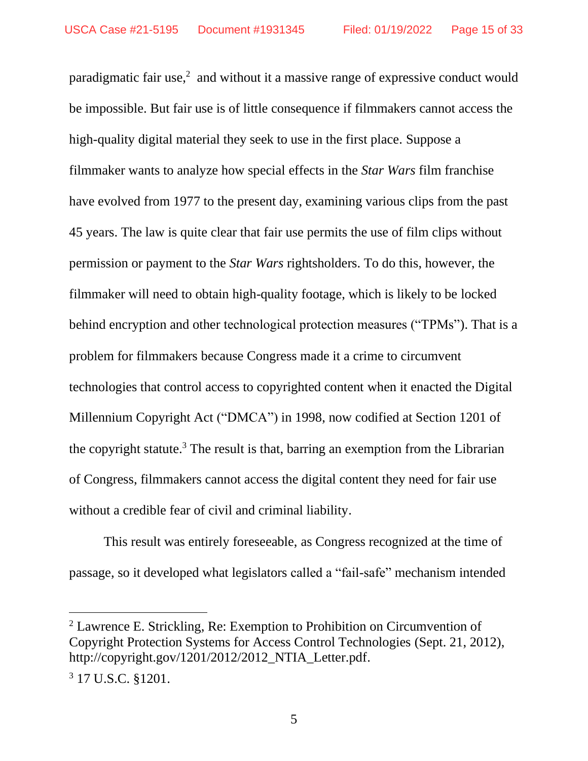paradigmatic fair use,[2] and without it a massive range of expressive conduct would be impossible. But fair use is of little consequence if filmmakers cannot access the high-quality digital material they seek to use in the first place. Suppose a filmmaker wants to analyze how special effects in the *Star Wars* film franchise have evolved from 1977 to the present day, examining various clips from the past 45 years. The law is quite clear that fair use permits the use of film clips without permission or payment to the *Star Wars* rightsholders. To do this, however, the filmmaker will need to obtain high-quality footage, which is likely to be locked behind encryption and other technological protection measures ("TPMs"). That is a problem for filmmakers because Congress made it a crime to circumvent technologies that control access to copyrighted content when it enacted the Digital Millennium Copyright Act ("DMCA") in 1998, now codified at Section 1201 of the copyright statute.[3] The result is that, barring an exemption from the Librarian of Congress, filmmakers cannot access the digital content they need for fair use without a credible fear of civil and criminal liability.

This result was entirely foreseeable, as Congress recognized at the time of passage, so it developed what legislators called a "fail-safe" mechanism intended

---

[2] Lawrence E. Strickling, Re: Exemption to Prohibition on Circumvention of Copyright Protection Systems for Access Control Technologies (Sept. 21, 2012), http://copyright.gov/1201/2012/2012_NTIA_Letter.pdf.

[3] 17 U.S.C. §1201.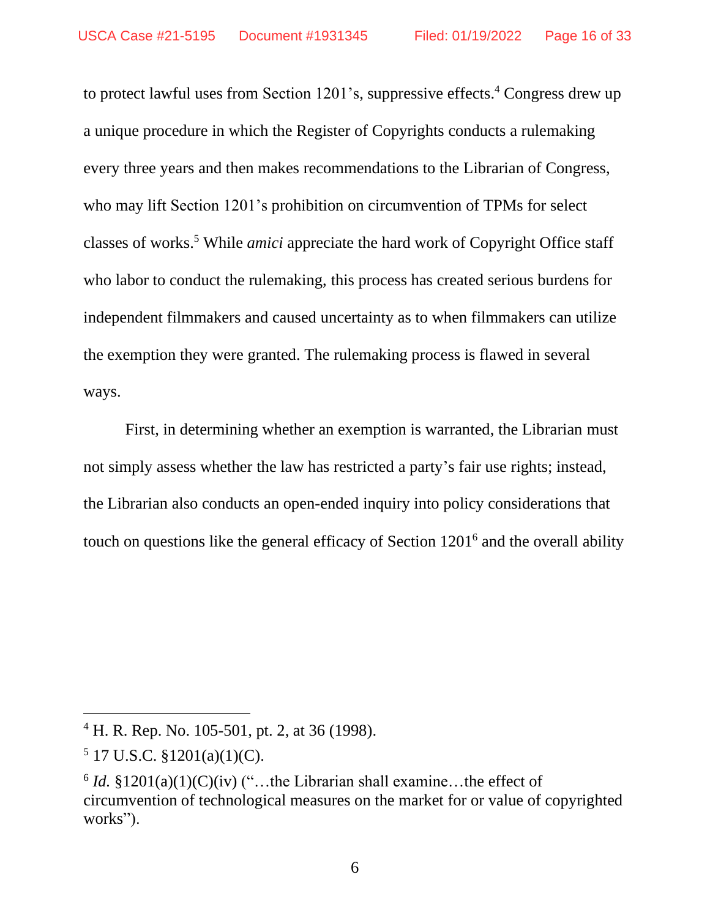to protect lawful uses from Section 1201's, suppressive effects.[4] Congress drew up a unique procedure in which the Register of Copyrights conducts a rulemaking every three years and then makes recommendations to the Librarian of Congress, who may lift Section 1201's prohibition on circumvention of TPMs for select classes of works.[5] While *amici* appreciate the hard work of Copyright Office staff who labor to conduct the rulemaking, this process has created serious burdens for independent filmmakers and caused uncertainty as to when filmmakers can utilize the exemption they were granted. The rulemaking process is flawed in several ways.

First, in determining whether an exemption is warranted, the Librarian must not simply assess whether the law has restricted a party's fair use rights; instead, the Librarian also conducts an open-ended inquiry into policy considerations that touch on questions like the general efficacy of Section 1201[6] and the overall ability

---

[4] H. R. Rep. No. 105-501, pt. 2, at 36 (1998).

[5] 17 U.S.C. §1201(a)(1)(C).

[6] *Id.* §1201(a)(1)(C)(iv) ("…the Librarian shall examine…the effect of circumvention of technological measures on the market for or value of copyrighted works").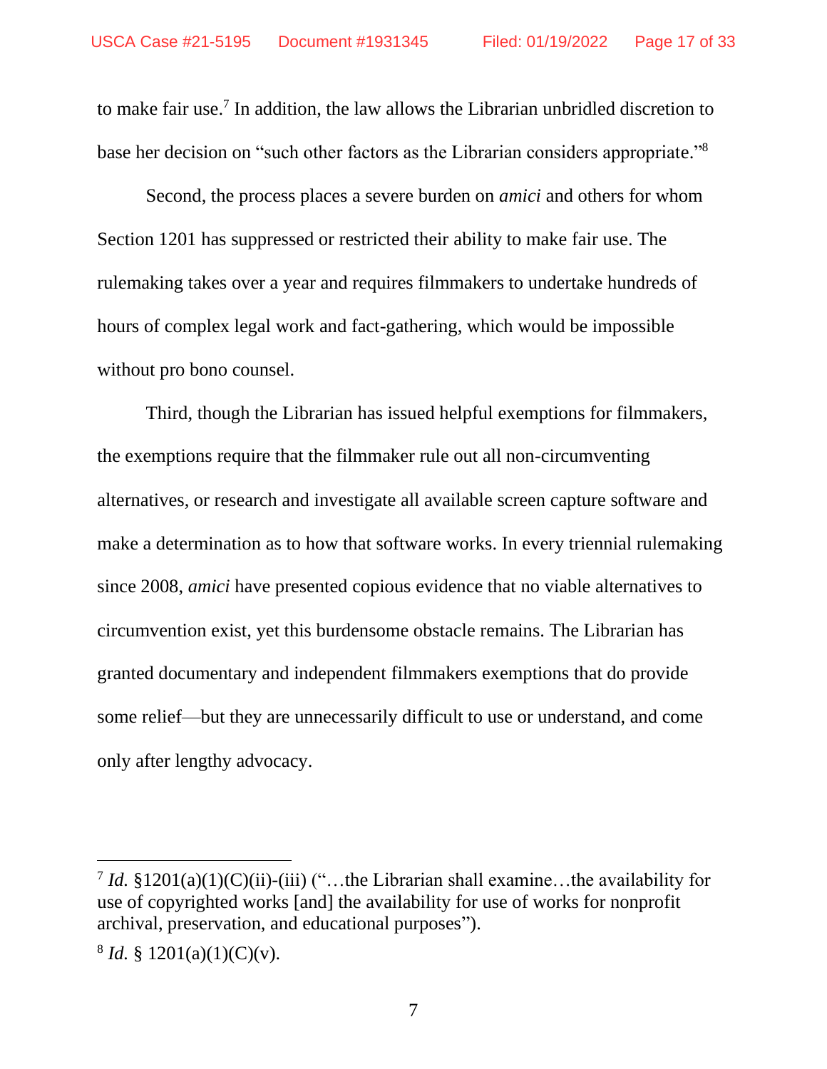to make fair use.[7] In addition, the law allows the Librarian unbridled discretion to base her decision on "such other factors as the Librarian considers appropriate."[8]

Second, the process places a severe burden on *amici* and others for whom Section 1201 has suppressed or restricted their ability to make fair use. The rulemaking takes over a year and requires filmmakers to undertake hundreds of hours of complex legal work and fact-gathering, which would be impossible without pro bono counsel.

Third, though the Librarian has issued helpful exemptions for filmmakers, the exemptions require that the filmmaker rule out all non-circumventing alternatives, or research and investigate all available screen capture software and make a determination as to how that software works. In every triennial rulemaking since 2008, *amici* have presented copious evidence that no viable alternatives to circumvention exist, yet this burdensome obstacle remains. The Librarian has granted documentary and independent filmmakers exemptions that do provide some relief—but they are unnecessarily difficult to use or understand, and come only after lengthy advocacy.

---

[7] *Id.* §1201(a)(1)(C)(ii)-(iii) ("…the Librarian shall examine…the availability for use of copyrighted works [and] the availability for use of works for nonprofit archival, preservation, and educational purposes").

[8] *Id.* § 1201(a)(1)(C)(v).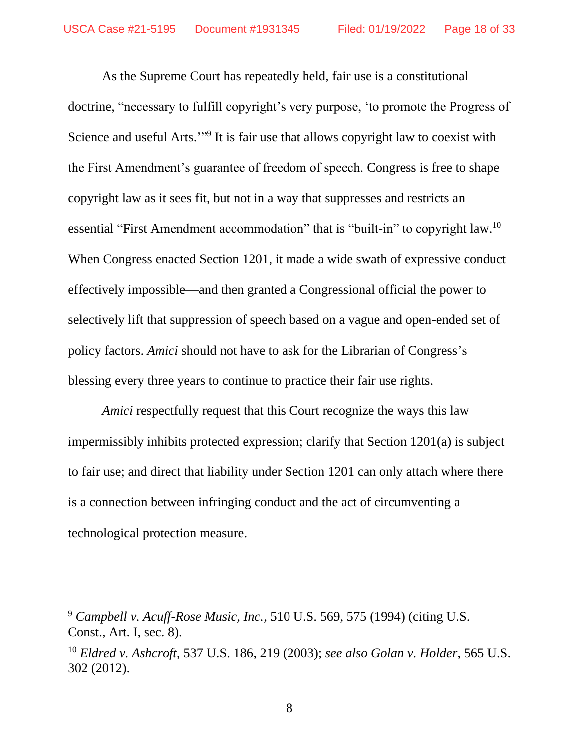As the Supreme Court has repeatedly held, fair use is a constitutional doctrine, "necessary to fulfill copyright's very purpose, 'to promote the Progress of Science and useful Arts.'"[9] It is fair use that allows copyright law to coexist with the First Amendment's guarantee of freedom of speech. Congress is free to shape copyright law as it sees fit, but not in a way that suppresses and restricts an essential "First Amendment accommodation" that is "built-in" to copyright law.[10] When Congress enacted Section 1201, it made a wide swath of expressive conduct effectively impossible—and then granted a Congressional official the power to selectively lift that suppression of speech based on a vague and open-ended set of policy factors. *Amici* should not have to ask for the Librarian of Congress's blessing every three years to continue to practice their fair use rights.

*Amici* respectfully request that this Court recognize the ways this law impermissibly inhibits protected expression; clarify that Section 1201(a) is subject to fair use; and direct that liability under Section 1201 can only attach where there is a connection between infringing conduct and the act of circumventing a technological protection measure.

---

[9] *Campbell v. Acuff-Rose Music, Inc.*, 510 U.S. 569, 575 (1994) (citing U.S. Const., Art. I, sec. 8).

[10] *Eldred v. Ashcroft*, 537 U.S. 186, 219 (2003); *see also Golan v. Holder*, 565 U.S. 302 (2012).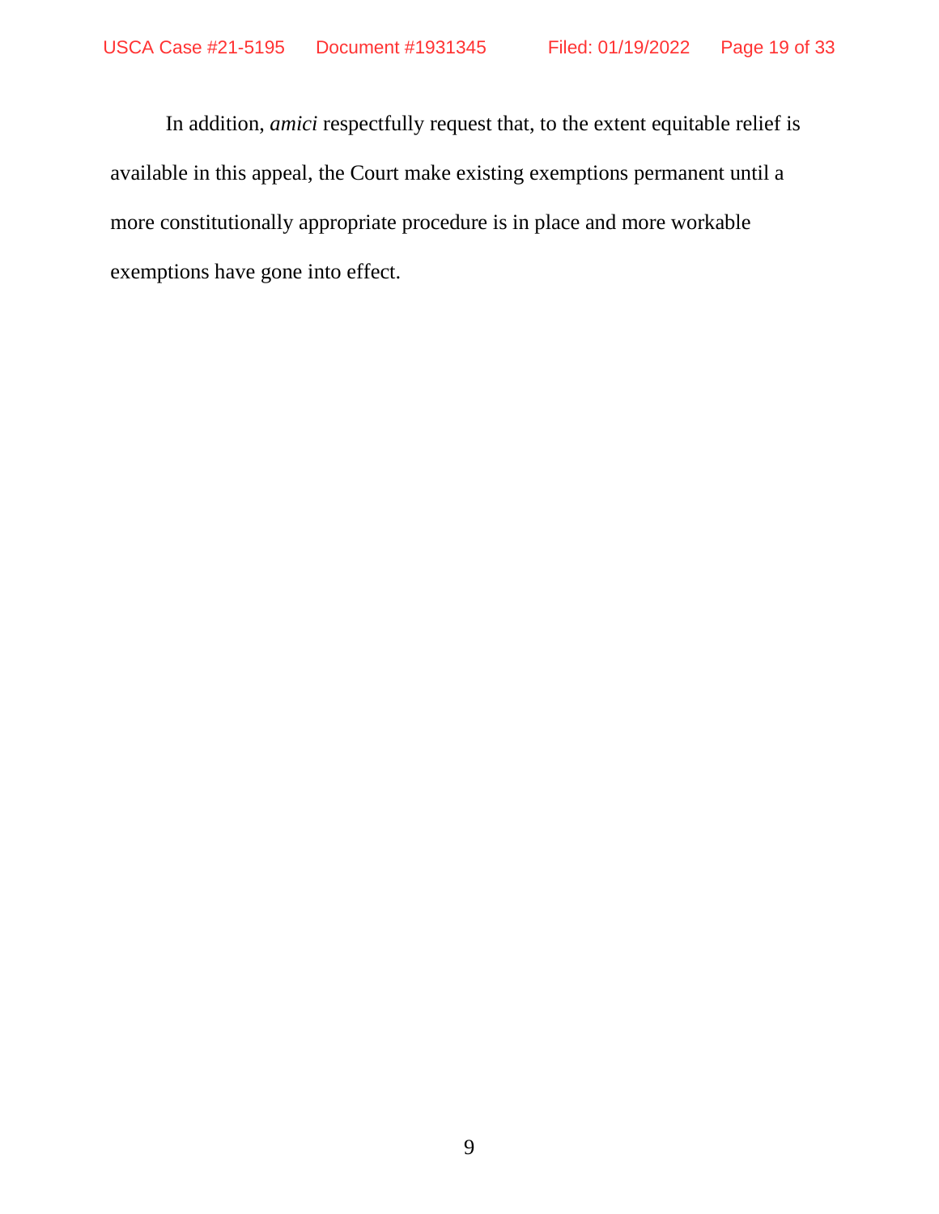In addition, *amici* respectfully request that, to the extent equitable relief is available in this appeal, the Court make existing exemptions permanent until a more constitutionally appropriate procedure is in place and more workable exemptions have gone into effect.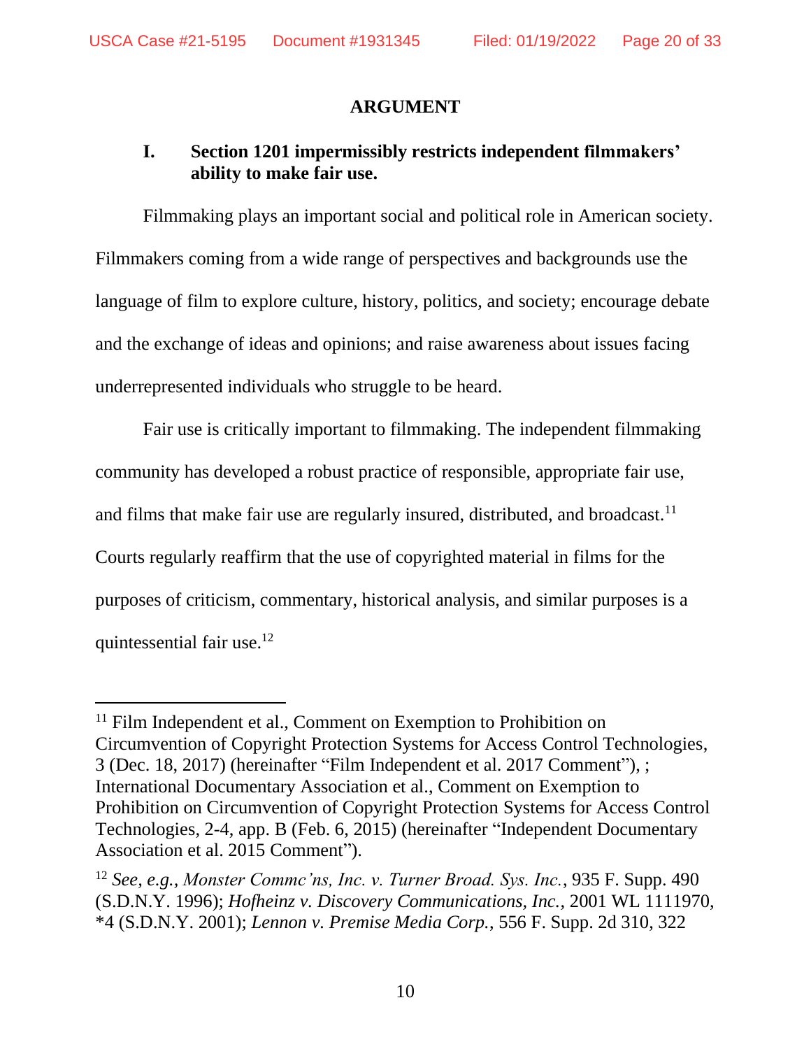## ARGUMENT

### I. Section 1201 impermissibly restricts independent filmmakers' ability to make fair use.

Filmmaking plays an important social and political role in American society. Filmmakers coming from a wide range of perspectives and backgrounds use the language of film to explore culture, history, politics, and society; encourage debate and the exchange of ideas and opinions; and raise awareness about issues facing underrepresented individuals who struggle to be heard.

Fair use is critically important to filmmaking. The independent filmmaking community has developed a robust practice of responsible, appropriate fair use, and films that make fair use are regularly insured, distributed, and broadcast.[11] Courts regularly reaffirm that the use of copyrighted material in films for the purposes of criticism, commentary, historical analysis, and similar purposes is a quintessential fair use.[12]

---

[11] Film Independent et al., Comment on Exemption to Prohibition on Circumvention of Copyright Protection Systems for Access Control Technologies, 3 (Dec. 18, 2017) (hereinafter "Film Independent et al. 2017 Comment"), ; International Documentary Association et al., Comment on Exemption to Prohibition on Circumvention of Copyright Protection Systems for Access Control Technologies, 2-4, app. B (Feb. 6, 2015) (hereinafter "Independent Documentary Association et al. 2015 Comment").

[12] *See, e.g.*, *Monster Commc'ns, Inc. v. Turner Broad. Sys. Inc.*, 935 F. Supp. 490 (S.D.N.Y. 1996); *Hofheinz v. Discovery Communications, Inc.*, 2001 WL 1111970, *4 (S.D.N.Y. 2001); *Lennon v. Premise Media Corp.*, 556 F. Supp. 2d 310, 322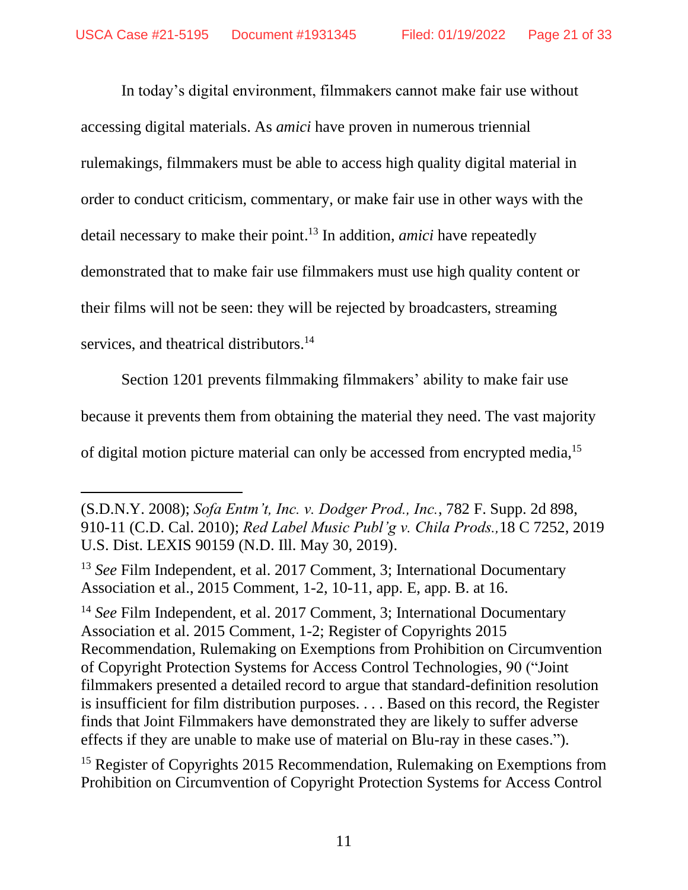In today's digital environment, filmmakers cannot make fair use without accessing digital materials. As *amici* have proven in numerous triennial rulemakings, filmmakers must be able to access high quality digital material in order to conduct criticism, commentary, or make fair use in other ways with the detail necessary to make their point.[13] In addition, *amici* have repeatedly demonstrated that to make fair use filmmakers must use high quality content or their films will not be seen: they will be rejected by broadcasters, streaming services, and theatrical distributors.[14]

Section 1201 prevents filmmaking filmmakers' ability to make fair use because it prevents them from obtaining the material they need. The vast majority of digital motion picture material can only be accessed from encrypted media,[15]

---

(S.D.N.Y. 2008); *Sofa Entm't, Inc. v. Dodger Prod., Inc.*, 782 F. Supp. 2d 898, 910-11 (C.D. Cal. 2010); *Red Label Music Publ'g v. Chila Prods.,*18 C 7252, 2019 U.S. Dist. LEXIS 90159 (N.D. Ill. May 30, 2019).

[13] *See* Film Independent, et al. 2017 Comment, 3; International Documentary Association et al., 2015 Comment, 1-2, 10-11, app. E, app. B. at 16.

[14] *See* Film Independent, et al. 2017 Comment, 3; International Documentary Association et al. 2015 Comment, 1-2; Register of Copyrights 2015 Recommendation, Rulemaking on Exemptions from Prohibition on Circumvention of Copyright Protection Systems for Access Control Technologies, 90 ("Joint filmmakers presented a detailed record to argue that standard-definition resolution is insufficient for film distribution purposes. . . . Based on this record, the Register finds that Joint Filmmakers have demonstrated they are likely to suffer adverse effects if they are unable to make use of material on Blu-ray in these cases.").

[15] Register of Copyrights 2015 Recommendation, Rulemaking on Exemptions from Prohibition on Circumvention of Copyright Protection Systems for Access Control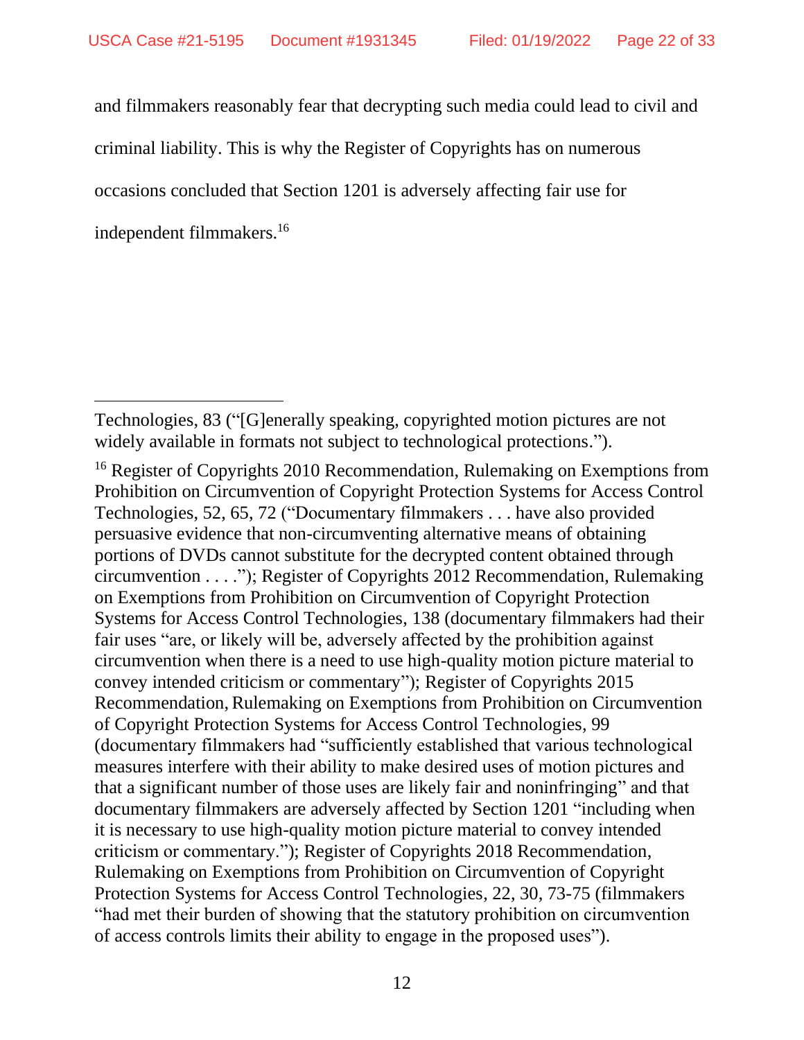and filmmakers reasonably fear that decrypting such media could lead to civil and criminal liability. This is why the Register of Copyrights has on numerous occasions concluded that Section 1201 is adversely affecting fair use for independent filmmakers.[16]

---

Technologies, 83 ("[G]enerally speaking, copyrighted motion pictures are not widely available in formats not subject to technological protections.").

[16] Register of Copyrights 2010 Recommendation, Rulemaking on Exemptions from Prohibition on Circumvention of Copyright Protection Systems for Access Control Technologies, 52, 65, 72 ("Documentary filmmakers . . . have also provided persuasive evidence that non-circumventing alternative means of obtaining portions of DVDs cannot substitute for the decrypted content obtained through circumvention . . . ."); Register of Copyrights 2012 Recommendation, Rulemaking on Exemptions from Prohibition on Circumvention of Copyright Protection Systems for Access Control Technologies, 138 (documentary filmmakers had their fair uses "are, or likely will be, adversely affected by the prohibition against circumvention when there is a need to use high-quality motion picture material to convey intended criticism or commentary"); Register of Copyrights 2015 Recommendation, Rulemaking on Exemptions from Prohibition on Circumvention of Copyright Protection Systems for Access Control Technologies, 99 (documentary filmmakers had "sufficiently established that various technological measures interfere with their ability to make desired uses of motion pictures and that a significant number of those uses are likely fair and noninfringing" and that documentary filmmakers are adversely affected by Section 1201 "including when it is necessary to use high-quality motion picture material to convey intended criticism or commentary."); Register of Copyrights 2018 Recommendation, Rulemaking on Exemptions from Prohibition on Circumvention of Copyright Protection Systems for Access Control Technologies, 22, 30, 73-75 (filmmakers "had met their burden of showing that the statutory prohibition on circumvention of access controls limits their ability to engage in the proposed uses").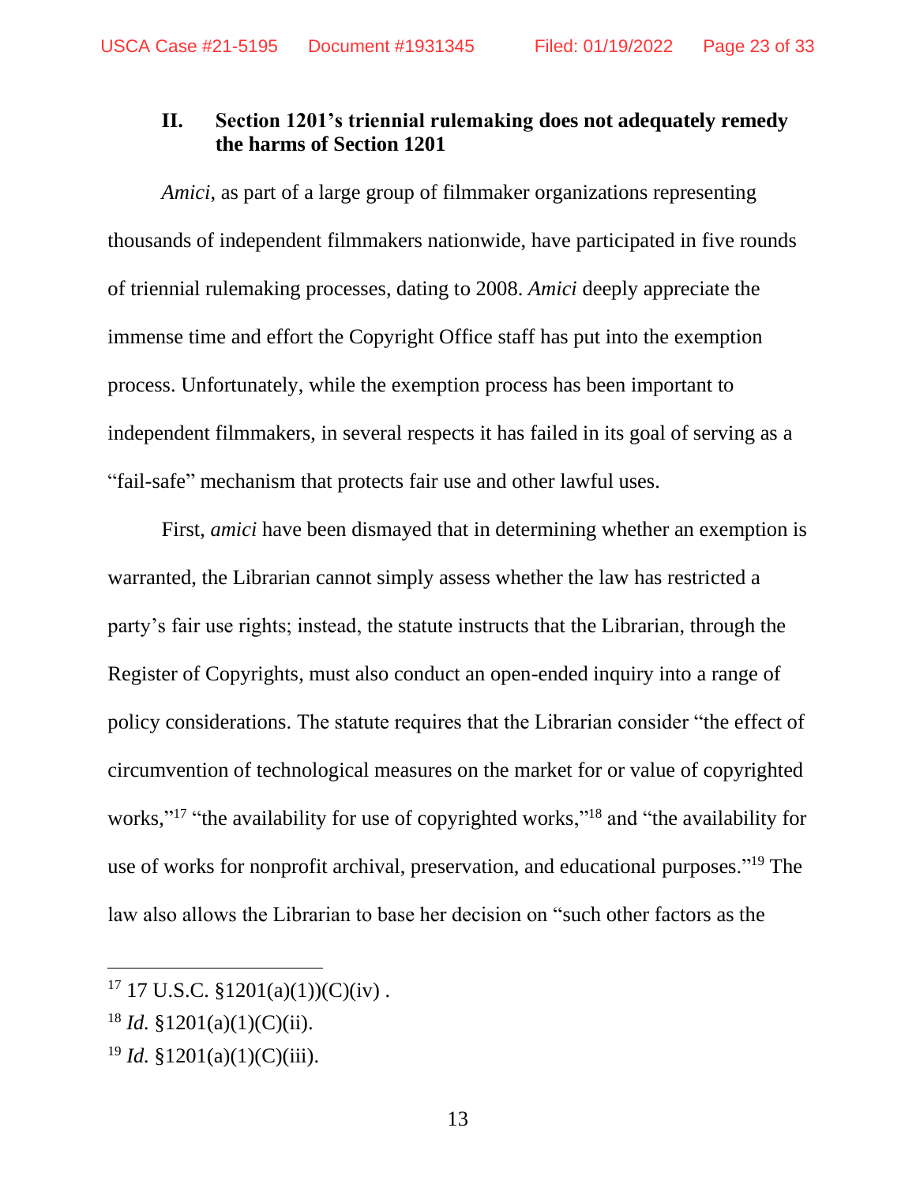## II. Section 1201's triennial rulemaking does not adequately remedy the harms of Section 1201

*Amici*, as part of a large group of filmmaker organizations representing thousands of independent filmmakers nationwide, have participated in five rounds of triennial rulemaking processes, dating to 2008. *Amici* deeply appreciate the immense time and effort the Copyright Office staff has put into the exemption process. Unfortunately, while the exemption process has been important to independent filmmakers, in several respects it has failed in its goal of serving as a "fail-safe" mechanism that protects fair use and other lawful uses.

First, *amici* have been dismayed that in determining whether an exemption is warranted, the Librarian cannot simply assess whether the law has restricted a party's fair use rights; instead, the statute instructs that the Librarian, through the Register of Copyrights, must also conduct an open-ended inquiry into a range of policy considerations. The statute requires that the Librarian consider "the effect of circumvention of technological measures on the market for or value of copyrighted works,"[17] "the availability for use of copyrighted works,"[18] and "the availability for use of works for nonprofit archival, preservation, and educational purposes."[19] The law also allows the Librarian to base her decision on "such other factors as the

---

[17] 17 U.S.C. §1201(a)(1))(C)(iv) .

[18] *Id.* §1201(a)(1)(C)(ii).

[19] *Id.* §1201(a)(1)(C)(iii).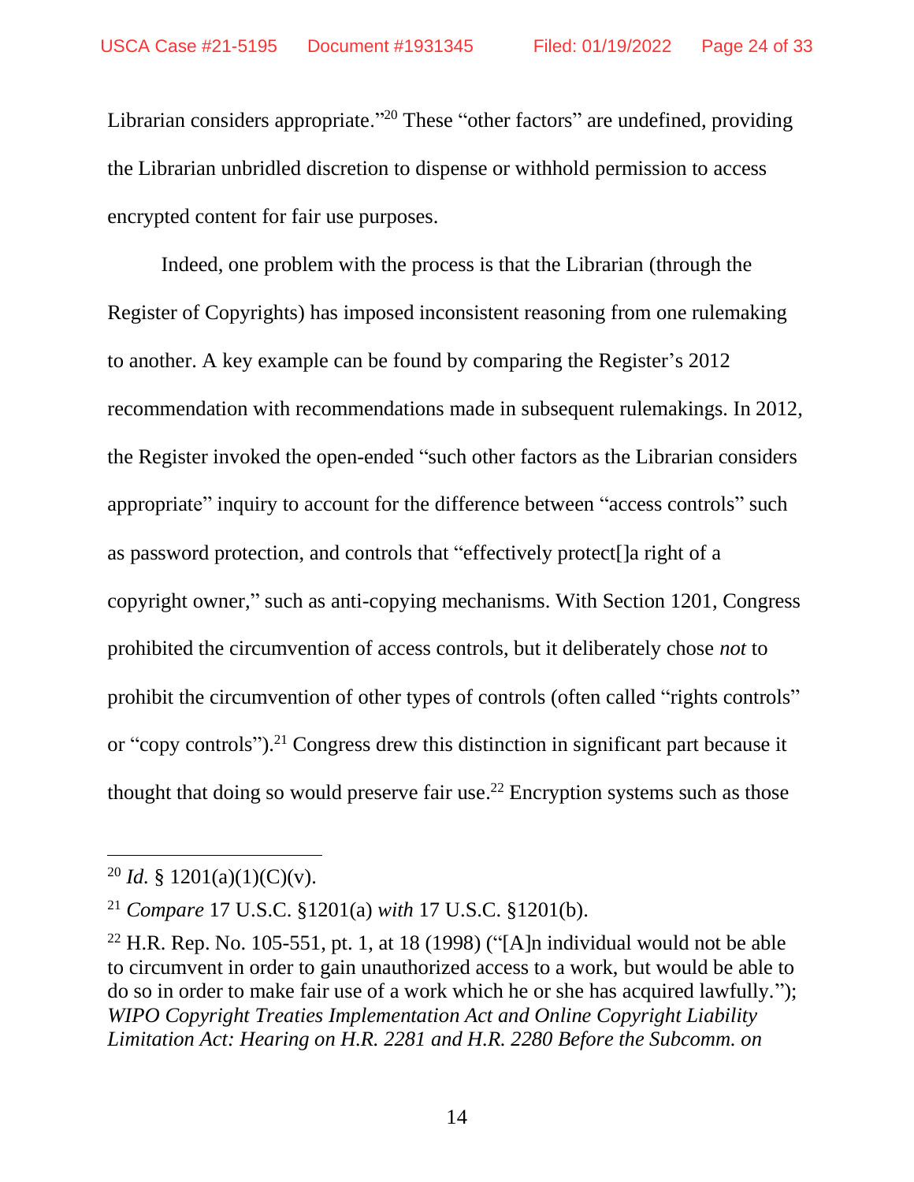Librarian considers appropriate."[20] These "other factors" are undefined, providing the Librarian unbridled discretion to dispense or withhold permission to access encrypted content for fair use purposes.

Indeed, one problem with the process is that the Librarian (through the Register of Copyrights) has imposed inconsistent reasoning from one rulemaking to another. A key example can be found by comparing the Register's 2012 recommendation with recommendations made in subsequent rulemakings. In 2012, the Register invoked the open-ended "such other factors as the Librarian considers appropriate" inquiry to account for the difference between "access controls" such as password protection, and controls that "effectively protect[]a right of a copyright owner," such as anti-copying mechanisms. With Section 1201, Congress prohibited the circumvention of access controls, but it deliberately chose *not* to prohibit the circumvention of other types of controls (often called "rights controls" or "copy controls").[21] Congress drew this distinction in significant part because it thought that doing so would preserve fair use.[22] Encryption systems such as those

---

[20] *Id.* § 1201(a)(1)(C)(v).

[21] *Compare* 17 U.S.C. §1201(a) *with* 17 U.S.C. §1201(b).

[22] H.R. Rep. No. 105-551, pt. 1, at 18 (1998) ("[A]n individual would not be able to circumvent in order to gain unauthorized access to a work, but would be able to do so in order to make fair use of a work which he or she has acquired lawfully."); *WIPO Copyright Treaties Implementation Act and Online Copyright Liability Limitation Act: Hearing on H.R. 2281 and H.R. 2280 Before the Subcomm. on*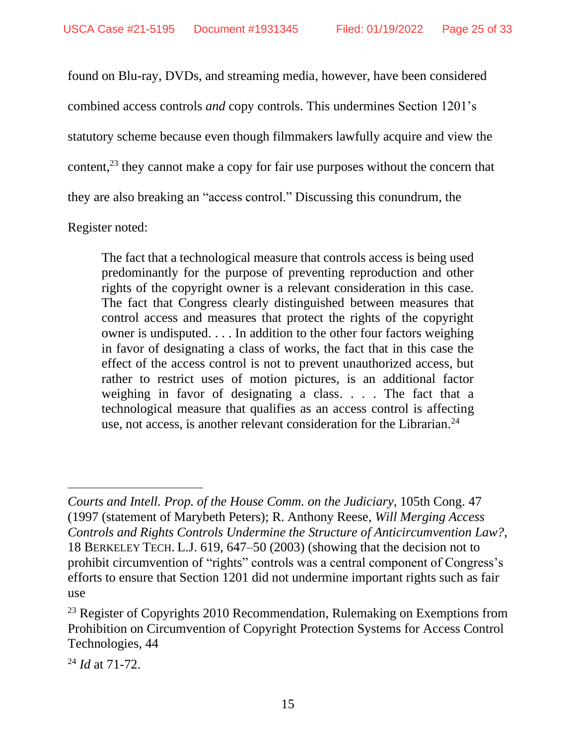found on Blu-ray, DVDs, and streaming media, however, have been considered combined access controls *and* copy controls. This undermines Section 1201's statutory scheme because even though filmmakers lawfully acquire and view the content,[23] they cannot make a copy for fair use purposes without the concern that they are also breaking an "access control." Discussing this conundrum, the Register noted:

> The fact that a technological measure that controls access is being used predominantly for the purpose of preventing reproduction and other rights of the copyright owner is a relevant consideration in this case. The fact that Congress clearly distinguished between measures that control access and measures that protect the rights of the copyright owner is undisputed. . . . In addition to the other four factors weighing in favor of designating a class of works, the fact that in this case the effect of the access control is not to prevent unauthorized access, but rather to restrict uses of motion pictures, is an additional factor weighing in favor of designating a class. . . . The fact that a technological measure that qualifies as an access control is affecting use, not access, is another relevant consideration for the Librarian.[24]

---

*Courts and Intell. Prop. of the House Comm. on the Judiciary*, 105th Cong. 47 (1997 (statement of Marybeth Peters); R. Anthony Reese, *Will Merging Access Controls and Rights Controls Undermine the Structure of Anticircumvention Law?*, 18 BERKELEY TECH. L.J. 619, 647–50 (2003) (showing that the decision not to prohibit circumvention of "rights" controls was a central component of Congress's efforts to ensure that Section 1201 did not undermine important rights such as fair use

[23] Register of Copyrights 2010 Recommendation, Rulemaking on Exemptions from Prohibition on Circumvention of Copyright Protection Systems for Access Control Technologies, 44

[24] *Id* at 71-72.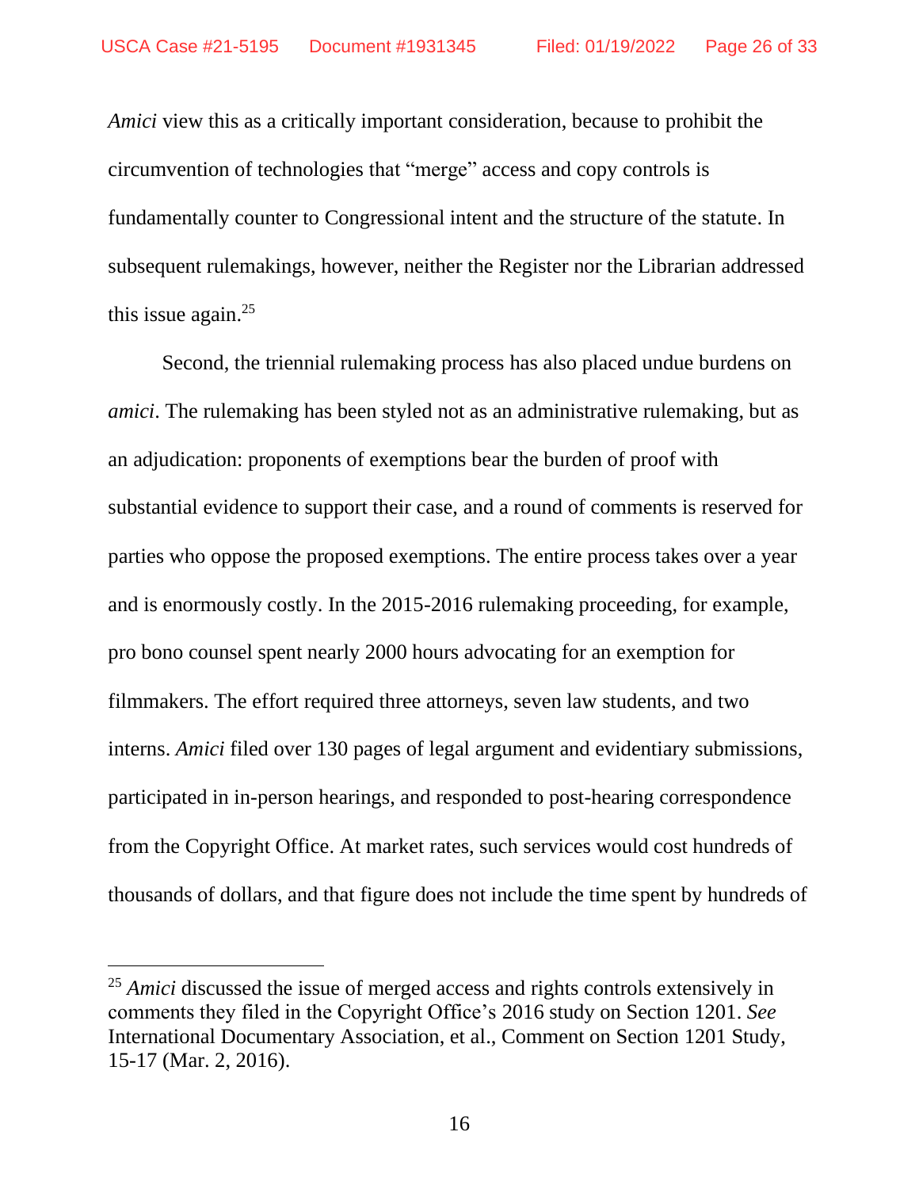*Amici* view this as a critically important consideration, because to prohibit the circumvention of technologies that "merge" access and copy controls is fundamentally counter to Congressional intent and the structure of the statute. In subsequent rulemakings, however, neither the Register nor the Librarian addressed this issue again.[25]

Second, the triennial rulemaking process has also placed undue burdens on *amici*. The rulemaking has been styled not as an administrative rulemaking, but as an adjudication: proponents of exemptions bear the burden of proof with substantial evidence to support their case, and a round of comments is reserved for parties who oppose the proposed exemptions. The entire process takes over a year and is enormously costly. In the 2015-2016 rulemaking proceeding, for example, pro bono counsel spent nearly 2000 hours advocating for an exemption for filmmakers. The effort required three attorneys, seven law students, and two interns. *Amici* filed over 130 pages of legal argument and evidentiary submissions, participated in in-person hearings, and responded to post-hearing correspondence from the Copyright Office. At market rates, such services would cost hundreds of thousands of dollars, and that figure does not include the time spent by hundreds of

---

[25] *Amici* discussed the issue of merged access and rights controls extensively in comments they filed in the Copyright Office's 2016 study on Section 1201. *See* International Documentary Association, et al., Comment on Section 1201 Study, 15-17 (Mar. 2, 2016).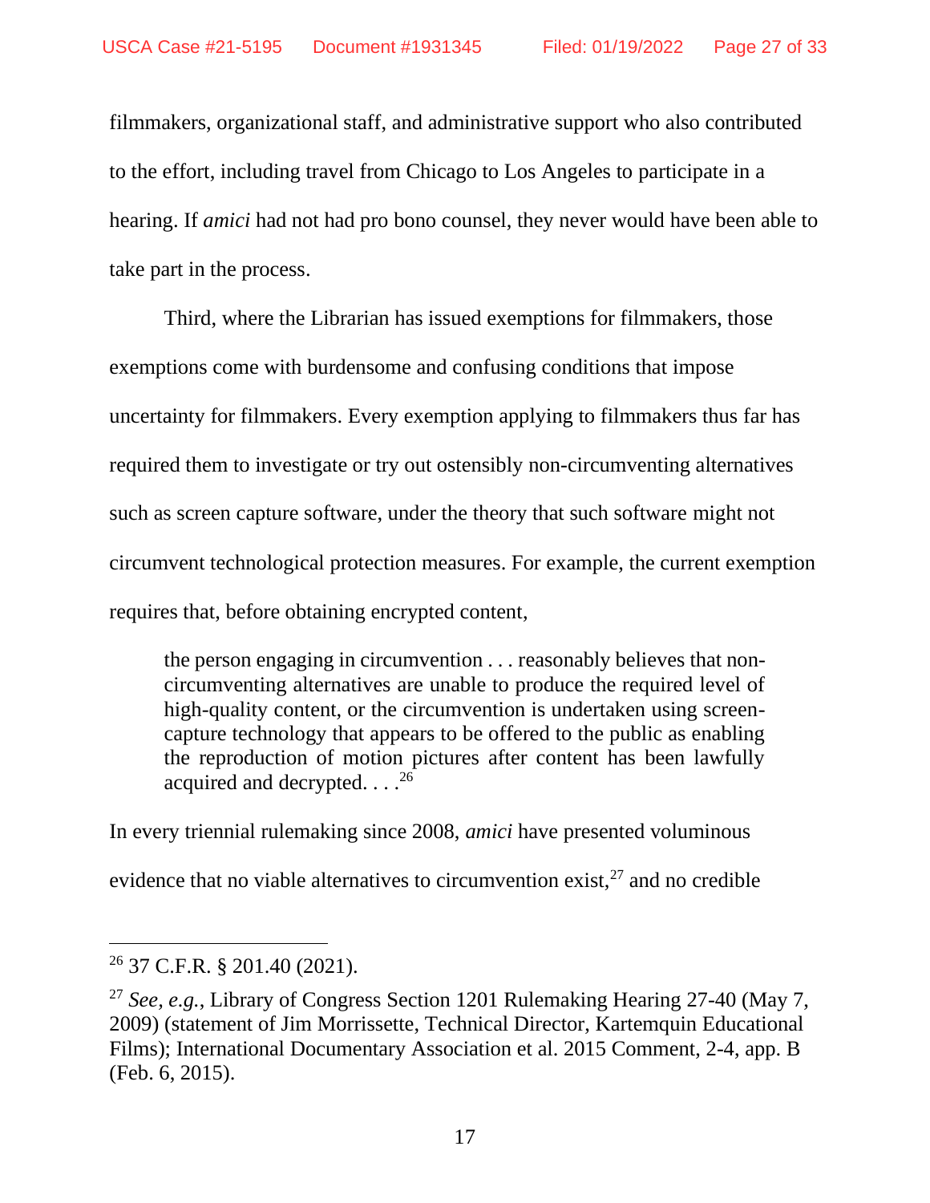filmmakers, organizational staff, and administrative support who also contributed to the effort, including travel from Chicago to Los Angeles to participate in a hearing. If *amici* had not had pro bono counsel, they never would have been able to take part in the process.

Third, where the Librarian has issued exemptions for filmmakers, those exemptions come with burdensome and confusing conditions that impose uncertainty for filmmakers. Every exemption applying to filmmakers thus far has required them to investigate or try out ostensibly non-circumventing alternatives such as screen capture software, under the theory that such software might not circumvent technological protection measures. For example, the current exemption requires that, before obtaining encrypted content,

> the person engaging in circumvention . . . reasonably believes that non-circumventing alternatives are unable to produce the required level of high-quality content, or the circumvention is undertaken using screen-capture technology that appears to be offered to the public as enabling the reproduction of motion pictures after content has been lawfully acquired and decrypted. . . .[26]

In every triennial rulemaking since 2008, *amici* have presented voluminous evidence that no viable alternatives to circumvention exist,[27] and no credible

---

[26] 37 C.F.R. § 201.40 (2021).

[27] *See, e.g.*, Library of Congress Section 1201 Rulemaking Hearing 27-40 (May 7, 2009) (statement of Jim Morrissette, Technical Director, Kartemquin Educational Films); International Documentary Association et al. 2015 Comment, 2-4, app. B (Feb. 6, 2015).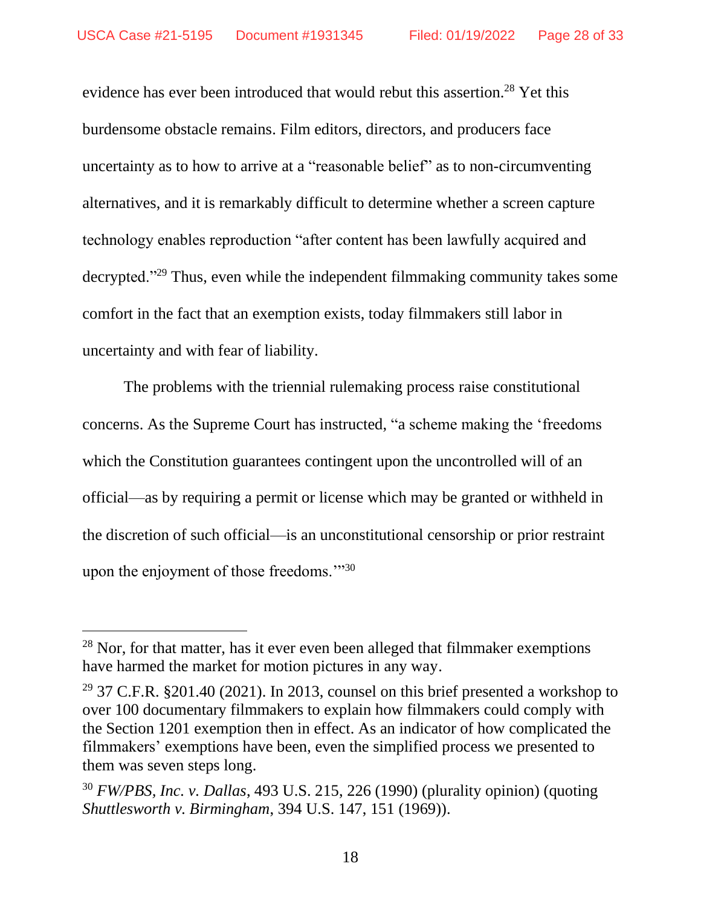evidence has ever been introduced that would rebut this assertion.[28] Yet this burdensome obstacle remains. Film editors, directors, and producers face uncertainty as to how to arrive at a "reasonable belief" as to non-circumventing alternatives, and it is remarkably difficult to determine whether a screen capture technology enables reproduction "after content has been lawfully acquired and decrypted."[29] Thus, even while the independent filmmaking community takes some comfort in the fact that an exemption exists, today filmmakers still labor in uncertainty and with fear of liability.

The problems with the triennial rulemaking process raise constitutional concerns. As the Supreme Court has instructed, "a scheme making the 'freedoms which the Constitution guarantees contingent upon the uncontrolled will of an official—as by requiring a permit or license which may be granted or withheld in the discretion of such official—is an unconstitutional censorship or prior restraint upon the enjoyment of those freedoms.'"[30]

---

[28] Nor, for that matter, has it ever even been alleged that filmmaker exemptions have harmed the market for motion pictures in any way.

[29] 37 C.F.R. §201.40 (2021). In 2013, counsel on this brief presented a workshop to over 100 documentary filmmakers to explain how filmmakers could comply with the Section 1201 exemption then in effect. As an indicator of how complicated the filmmakers' exemptions have been, even the simplified process we presented to them was seven steps long.

[30] *FW/PBS, Inc. v. Dallas*, 493 U.S. 215, 226 (1990) (plurality opinion) (quoting *Shuttlesworth v. Birmingham*, 394 U.S. 147, 151 (1969)).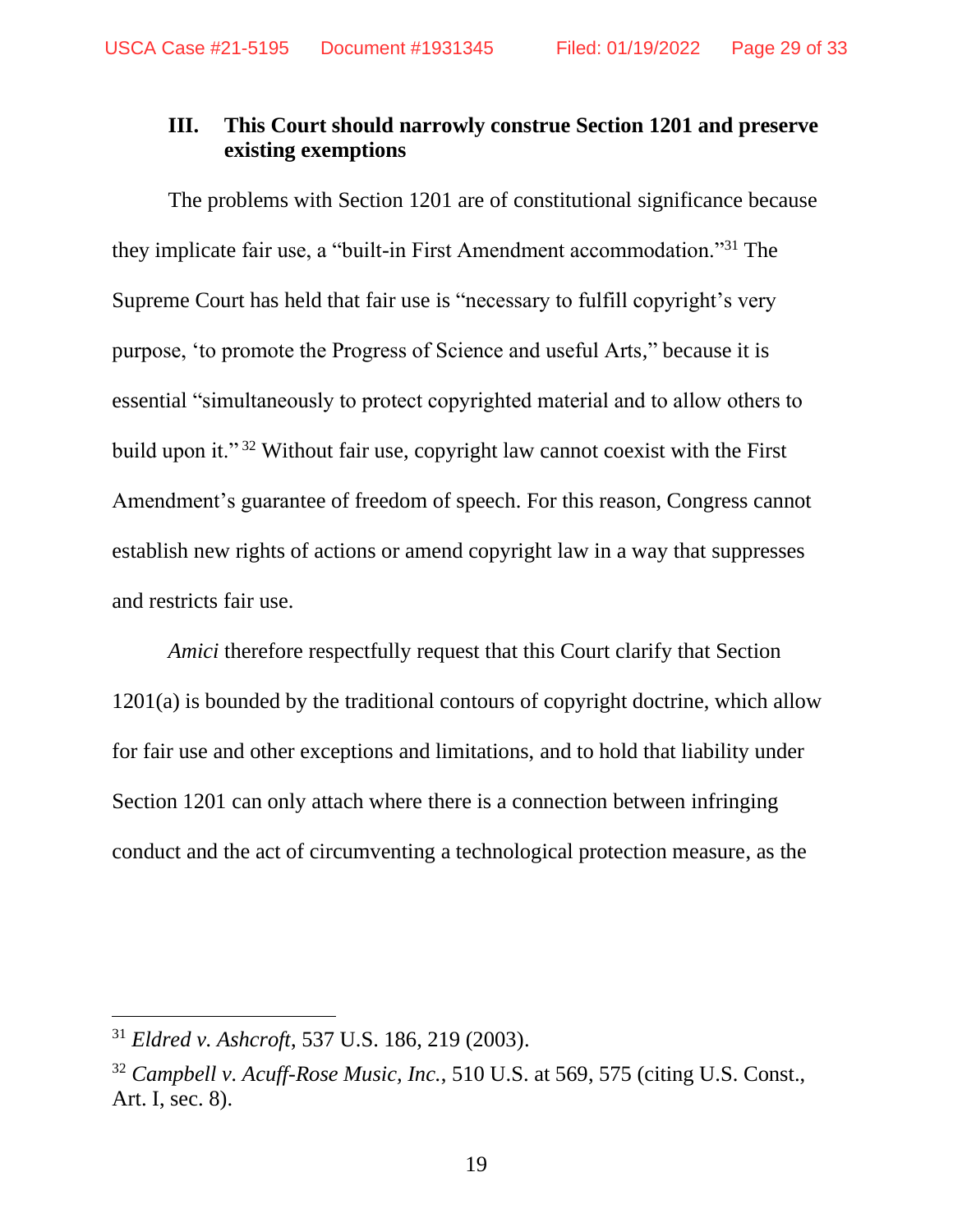## III. This Court should narrowly construe Section 1201 and preserve existing exemptions

The problems with Section 1201 are of constitutional significance because they implicate fair use, a "built-in First Amendment accommodation."[31] The Supreme Court has held that fair use is "necessary to fulfill copyright's very purpose, 'to promote the Progress of Science and useful Arts," because it is essential "simultaneously to protect copyrighted material and to allow others to build upon it."[32] Without fair use, copyright law cannot coexist with the First Amendment's guarantee of freedom of speech. For this reason, Congress cannot establish new rights of actions or amend copyright law in a way that suppresses and restricts fair use.

*Amici* therefore respectfully request that this Court clarify that Section 1201(a) is bounded by the traditional contours of copyright doctrine, which allow for fair use and other exceptions and limitations, and to hold that liability under Section 1201 can only attach where there is a connection between infringing conduct and the act of circumventing a technological protection measure, as the

---

[31] *Eldred v. Ashcroft*, 537 U.S. 186, 219 (2003).

[32] *Campbell v. Acuff-Rose Music, Inc.*, 510 U.S. at 569, 575 (citing U.S. Const., Art. I, sec. 8).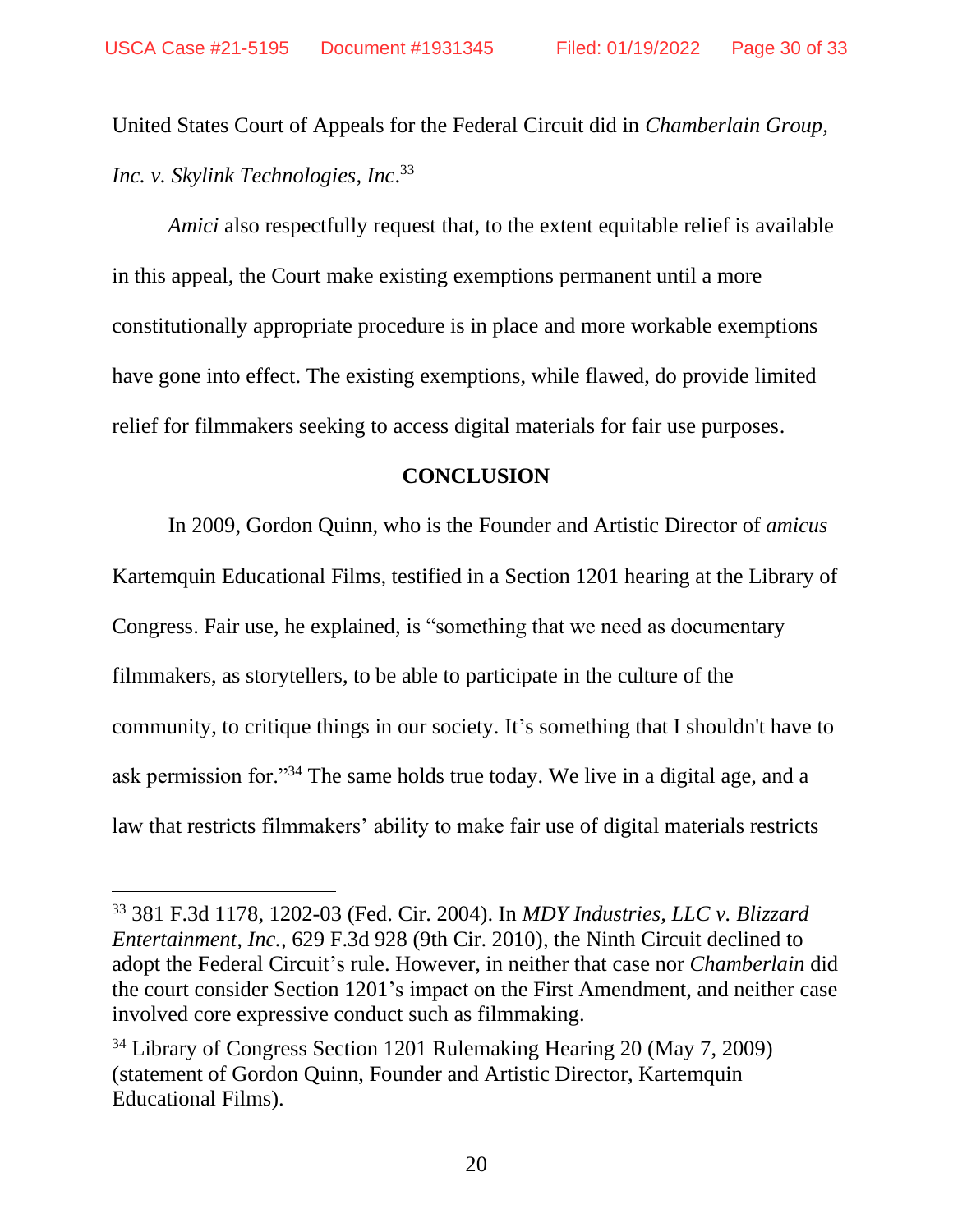United States Court of Appeals for the Federal Circuit did in *Chamberlain Group, Inc. v. Skylink Technologies, Inc*.[33]

*Amici* also respectfully request that, to the extent equitable relief is available in this appeal, the Court make existing exemptions permanent until a more constitutionally appropriate procedure is in place and more workable exemptions have gone into effect. The existing exemptions, while flawed, do provide limited relief for filmmakers seeking to access digital materials for fair use purposes.

## CONCLUSION

In 2009, Gordon Quinn, who is the Founder and Artistic Director of *amicus* Kartemquin Educational Films, testified in a Section 1201 hearing at the Library of Congress. Fair use, he explained, is "something that we need as documentary filmmakers, as storytellers, to be able to participate in the culture of the community, to critique things in our society. It's something that I shouldn't have to ask permission for."[34] The same holds true today. We live in a digital age, and a law that restricts filmmakers' ability to make fair use of digital materials restricts

---

[33] 381 F.3d 1178, 1202-03 (Fed. Cir. 2004). In *MDY Industries, LLC v. Blizzard Entertainment, Inc.*, 629 F.3d 928 (9th Cir. 2010), the Ninth Circuit declined to adopt the Federal Circuit's rule. However, in neither that case nor *Chamberlain* did the court consider Section 1201's impact on the First Amendment, and neither case involved core expressive conduct such as filmmaking.

[34] Library of Congress Section 1201 Rulemaking Hearing 20 (May 7, 2009) (statement of Gordon Quinn, Founder and Artistic Director, Kartemquin Educational Films).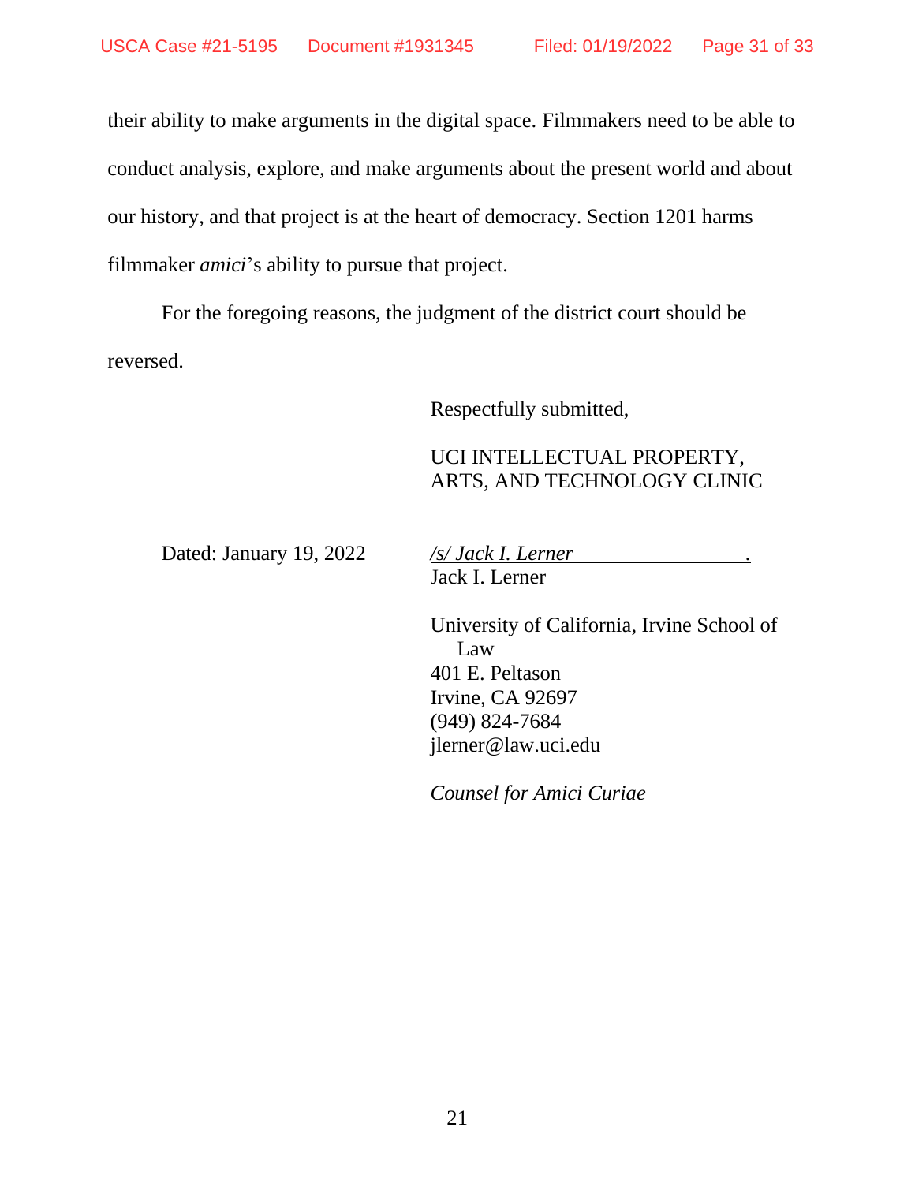their ability to make arguments in the digital space. Filmmakers need to be able to conduct analysis, explore, and make arguments about the present world and about our history, and that project is at the heart of democracy. Section 1201 harms filmmaker *amici*'s ability to pursue that project.

For the foregoing reasons, the judgment of the district court should be reversed.

Respectfully submitted,

UCI INTELLECTUAL PROPERTY, ARTS, AND TECHNOLOGY CLINIC

Dated: January 19, 2022

*/s/ Jack I. Lerner*

Jack I. Lerner

University of California, Irvine School of Law
401 E. Peltason
Irvine, CA 92697
(949) 824-7684
jlerner@law.uci.edu

*Counsel for Amici Curiae*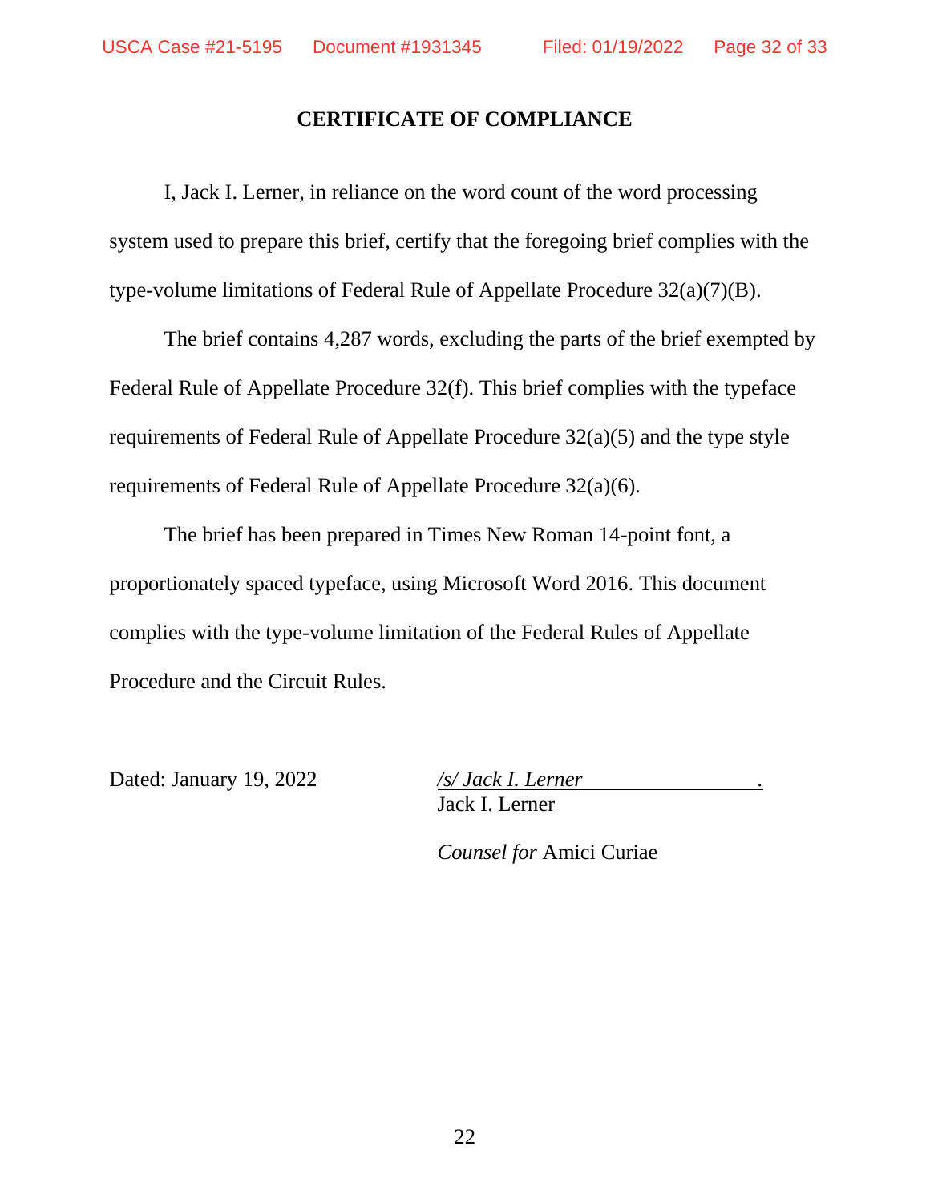## CERTIFICATE OF COMPLIANCE

I, Jack I. Lerner, in reliance on the word count of the word processing system used to prepare this brief, certify that the foregoing brief complies with the type-volume limitations of Federal Rule of Appellate Procedure 32(a)(7)(B).

The brief contains 4,287 words, excluding the parts of the brief exempted by Federal Rule of Appellate Procedure 32(f). This brief complies with the typeface requirements of Federal Rule of Appellate Procedure 32(a)(5) and the type style requirements of Federal Rule of Appellate Procedure 32(a)(6).

The brief has been prepared in Times New Roman 14-point font, a proportionately spaced typeface, using Microsoft Word 2016. This document complies with the type-volume limitation of the Federal Rules of Appellate Procedure and the Circuit Rules.

Dated: January 19, 2022

*/s/ Jack I. Lerner*
Jack I. Lerner

*Counsel for* Amici Curiae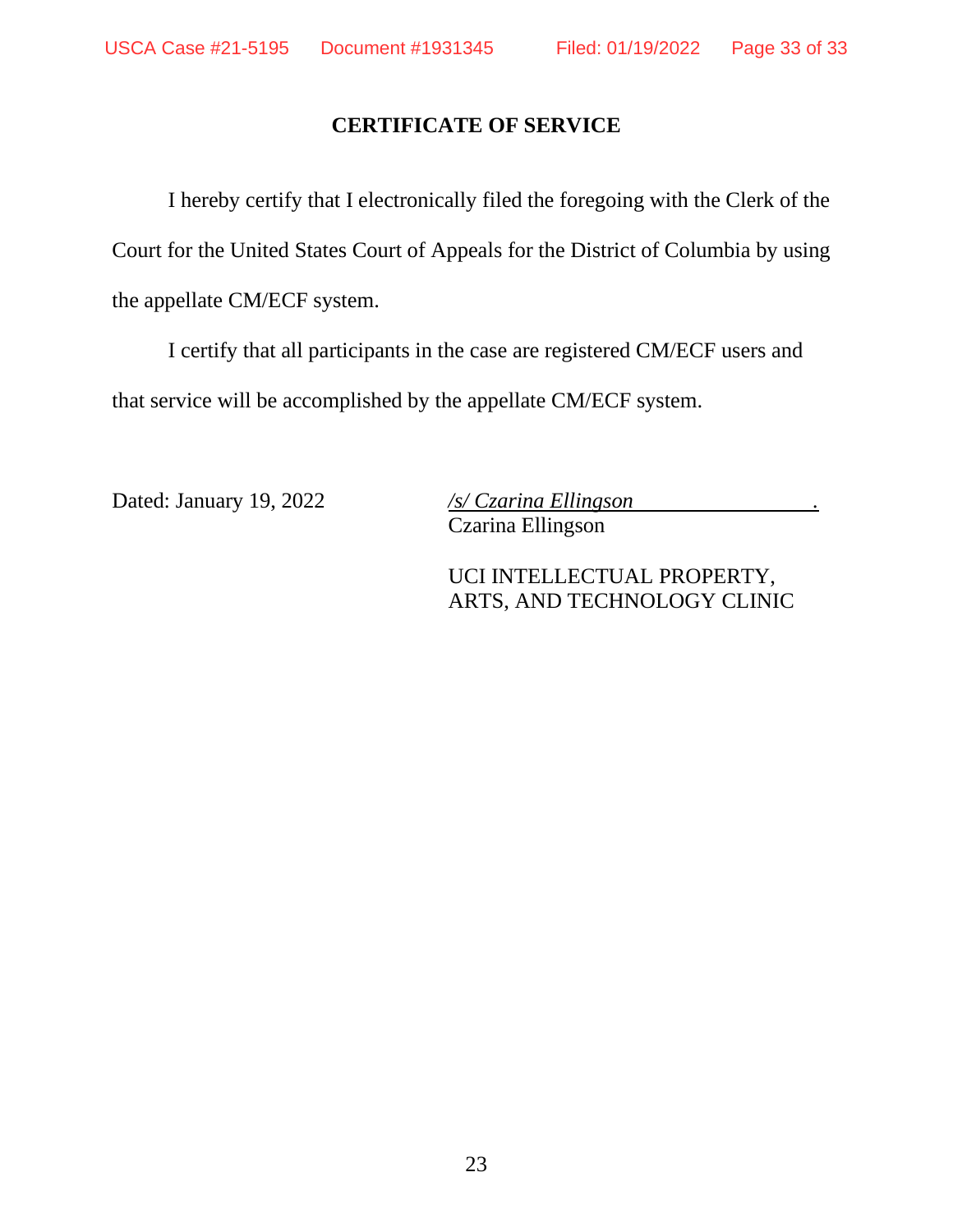## CERTIFICATE OF SERVICE

I hereby certify that I electronically filed the foregoing with the Clerk of the Court for the United States Court of Appeals for the District of Columbia by using the appellate CM/ECF system.

I certify that all participants in the case are registered CM/ECF users and that service will be accomplished by the appellate CM/ECF system.

Dated: January 19, 2022

*/s/ Czarina Ellingson* .
Czarina Ellingson

UCI INTELLECTUAL PROPERTY,
ARTS, AND TECHNOLOGY CLINIC